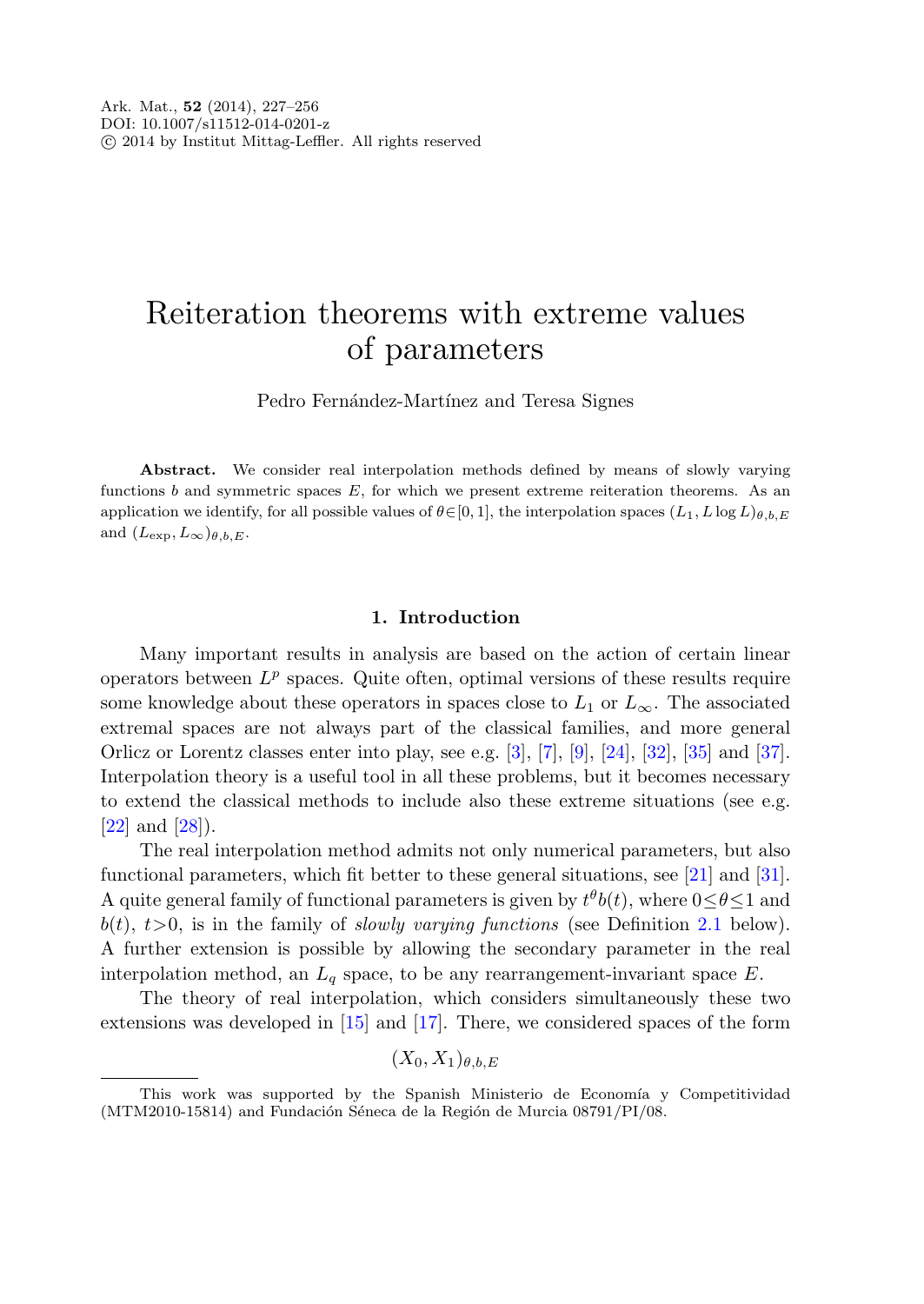# Reiteration theorems with extreme values of parameters

Pedro Fernández-Martínez and Teresa Signes

**Abstract.** We consider real interpolation methods defined by means of slowly varying functions $b$ and symmetric spaces $E$, for which we present extreme reiteration theorems. As an application we identify, for all possible values of $\theta \in [0,1]$, the interpolation spaces $(L_1, L \log L)_{\theta,b,E}$ and $(L_{\exp}, L_\infty)_{\theta,b,E}$.

## 1. Introduction

Many important results in analysis are based on the action of certain linear operators between $L^p$ spaces. Quite often, optimal versions of these results require some knowledge about these operators in spaces close to $L_1$ or $L_\infty$. The associated extremal spaces are not always part of the classical families, and more general Orlicz or Lorentz classes enter into play, see e.g. [3], [7], [9], [24], [32], [35] and [37]. Interpolation theory is a useful tool in all these problems, but it becomes necessary to extend the classical methods to include also these extreme situations (see e.g. [22] and [28]).

The real interpolation method admits not only numerical parameters, but also functional parameters, which fit better to these general situations, see [21] and [31]. A quite general family of functional parameters is given by $t^\theta b(t)$, where $0 \le \theta \le 1$ and $b(t)$, $t>0$, is in the family of *slowly varying functions* (see Definition 2.1 below). A further extension is possible by allowing the secondary parameter in the real interpolation method, an $L_q$ space, to be any rearrangement-invariant space $E$.

The theory of real interpolation, which considers simultaneously these two extensions was developed in [15] and [17]. There, we considered spaces of the form

$$(X_0, X_1)_{\theta,b,E}$$

---

This work was supported by the Spanish Ministerio de Economía y Competitividad (MTM2010-15814) and Fundación Séneca de la Región de Murcia 08791/PI/08.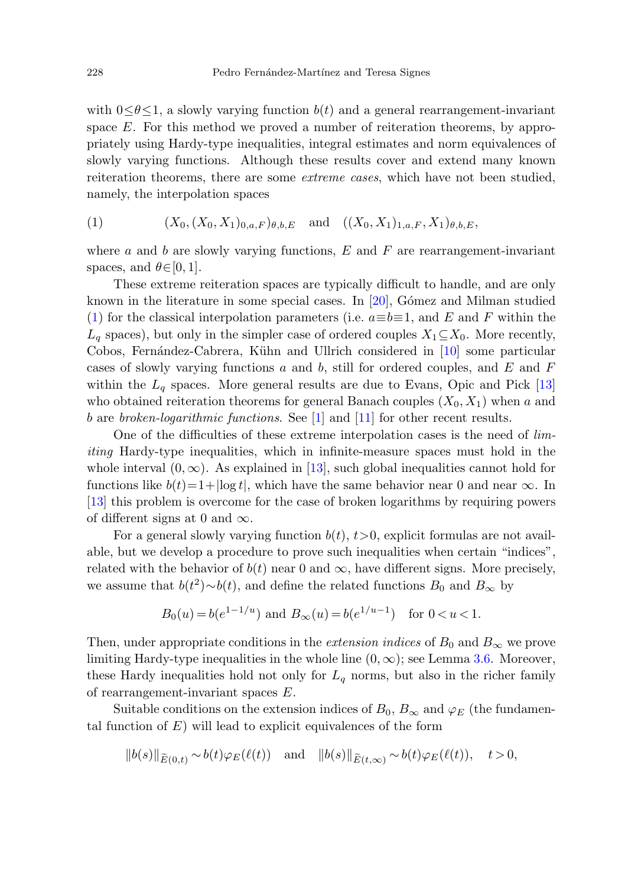with $0 \le \theta \le 1$, a slowly varying function $b(t)$ and a general rearrangement-invariant space $E$. For this method we proved a number of reiteration theorems, by appropriately using Hardy-type inequalities, integral estimates and norm equivalences of slowly varying functions. Although these results cover and extend many known reiteration theorems, there are some *extreme cases*, which have not been studied, namely, the interpolation spaces

$$(1) \qquad (X_0, (X_0, X_1)_{0,a,F})_{\theta,b,E} \quad \text{and} \quad ((X_0, X_1)_{1,a,F}, X_1)_{\theta,b,E},$$

where $a$ and $b$ are slowly varying functions, $E$ and $F$ are rearrangement-invariant spaces, and $\theta \in [0,1]$.

These extreme reiteration spaces are typically difficult to handle, and are only known in the literature in some special cases. In [20], Gómez and Milman studied (1) for the classical interpolation parameters (i.e. $a \equiv b \equiv 1$, and $E$ and $F$ within the $L_q$ spaces), but only in the simpler case of ordered couples $X_1 \subseteq X_0$. More recently, Cobos, Fernández-Cabrera, Kühn and Ullrich considered in [10] some particular cases of slowly varying functions $a$ and $b$, still for ordered couples, and $E$ and $F$ within the $L_q$ spaces. More general results are due to Evans, Opic and Pick [13] who obtained reiteration theorems for general Banach couples $(X_0, X_1)$ when $a$ and $b$ are *broken-logarithmic functions*. See [1] and [11] for other recent results.

One of the difficulties of these extreme interpolation cases is the need of *limiting* Hardy-type inequalities, which in infinite-measure spaces must hold in the whole interval $(0, \infty)$. As explained in [13], such global inequalities cannot hold for functions like $b(t) = 1 + |\log t|$, which have the same behavior near 0 and near $\infty$. In [13] this problem is overcome for the case of broken logarithms by requiring powers of different signs at 0 and $\infty$.

For a general slowly varying function $b(t)$, $t > 0$, explicit formulas are not available, but we develop a procedure to prove such inequalities when certain "indices", related with the behavior of $b(t)$ near 0 and $\infty$, have different signs. More precisely, we assume that $b(t^2) \sim b(t)$, and define the related functions $B_0$ and $B_\infty$ by

$$B_0(u) = b(e^{1-1/u}) \text{ and } B_\infty(u) = b(e^{1/u-1}) \quad \text{for } 0 < u < 1.$$

Then, under appropriate conditions in the *extension indices* of $B_0$ and $B_\infty$ we prove limiting Hardy-type inequalities in the whole line $(0, \infty)$; see Lemma 3.6. Moreover, these Hardy inequalities hold not only for $L_q$ norms, but also in the richer family of rearrangement-invariant spaces $E$.

Suitable conditions on the extension indices of $B_0$, $B_\infty$ and $\varphi_E$ (the fundamental function of $E$) will lead to explicit equivalences of the form

$$\|b(s)\|_{\widetilde{E}(0,t)} \sim b(t)\varphi_E(\ell(t)) \quad \text{and} \quad \|b(s)\|_{\widetilde{E}(t,\infty)} \sim b(t)\varphi_E(\ell(t)), \quad t > 0,$$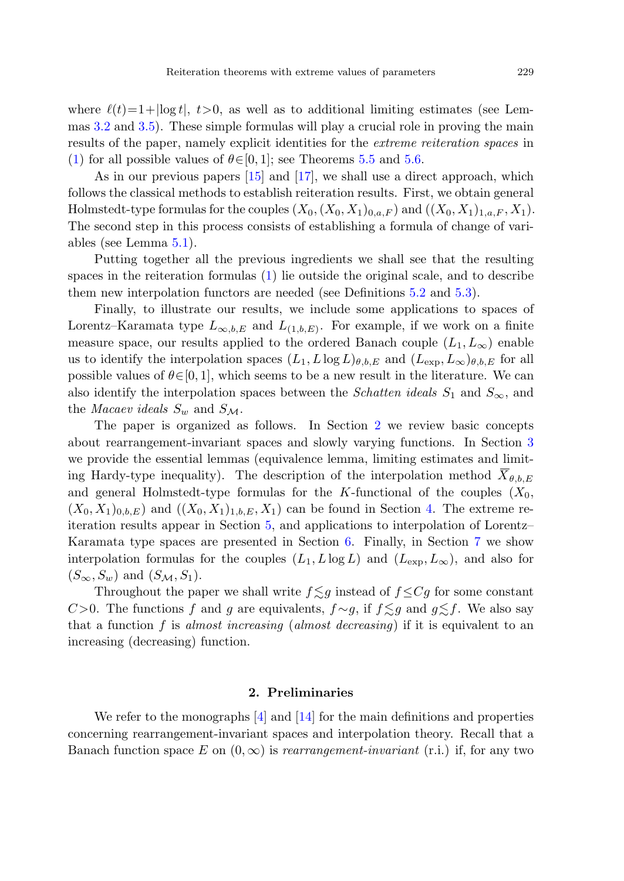where $\ell(t)=1+|\log t|$, $t>0$, as well as to additional limiting estimates (see Lemmas 3.2 and 3.5). These simple formulas will play a crucial role in proving the main results of the paper, namely explicit identities for the *extreme reiteration spaces* in (1) for all possible values of $\theta\in[0,1]$; see Theorems 5.5 and 5.6.

As in our previous papers [15] and [17], we shall use a direct approach, which follows the classical methods to establish reiteration results. First, we obtain general Holmstedt-type formulas for the couples $(X_0,(X_0,X_1)_{0,a,F})$ and $((X_0,X_1)_{1,a,F},X_1)$. The second step in this process consists of establishing a formula of change of variables (see Lemma 5.1).

Putting together all the previous ingredients we shall see that the resulting spaces in the reiteration formulas (1) lie outside the original scale, and to describe them new interpolation functors are needed (see Definitions 5.2 and 5.3).

Finally, to illustrate our results, we include some applications to spaces of Lorentz–Karamata type $L_{\infty,b,E}$ and $L_{(1,b,E)}$. For example, if we work on a finite measure space, our results applied to the ordered Banach couple $(L_1,L_\infty)$ enable us to identify the interpolation spaces $(L_1,L\log L)_{\theta,b,E}$ and $(L_{\exp},L_\infty)_{\theta,b,E}$ for all possible values of $\theta\in[0,1]$, which seems to be a new result in the literature. We can also identify the interpolation spaces between the *Schatten ideals* $S_1$ and $S_\infty$, and the *Macaev ideals* $S_w$ and $S_{\mathcal{M}}$.

The paper is organized as follows. In Section 2 we review basic concepts about rearrangement-invariant spaces and slowly varying functions. In Section 3 we provide the essential lemmas (equivalence lemma, limiting estimates and limiting Hardy-type inequality). The description of the interpolation method $\overline{X}_{\theta,b,E}$ and general Holmstedt-type formulas for the $K$-functional of the couples $(X_0,(X_0,X_1)_{0,b,E})$ and $((X_0,X_1)_{1,b,E},X_1)$ can be found in Section 4. The extreme reiteration results appear in Section 5, and applications to interpolation of Lorentz–Karamata type spaces are presented in Section 6. Finally, in Section 7 we show interpolation formulas for the couples $(L_1,L\log L)$ and $(L_{\exp},L_\infty)$, and also for $(S_\infty,S_w)$ and $(S_{\mathcal{M}},S_1)$.

Throughout the paper we shall write $f\lesssim g$ instead of $f\le Cg$ for some constant $C>0$. The functions $f$ and $g$ are equivalents, $f\sim g$, if $f\lesssim g$ and $g\lesssim f$. We also say that a function $f$ is *almost increasing* (*almost decreasing*) if it is equivalent to an increasing (decreasing) function.

## 2. Preliminaries

We refer to the monographs [4] and [14] for the main definitions and properties concerning rearrangement-invariant spaces and interpolation theory. Recall that a Banach function space $E$ on $(0,\infty)$ is *rearrangement-invariant* (r.i.) if, for any two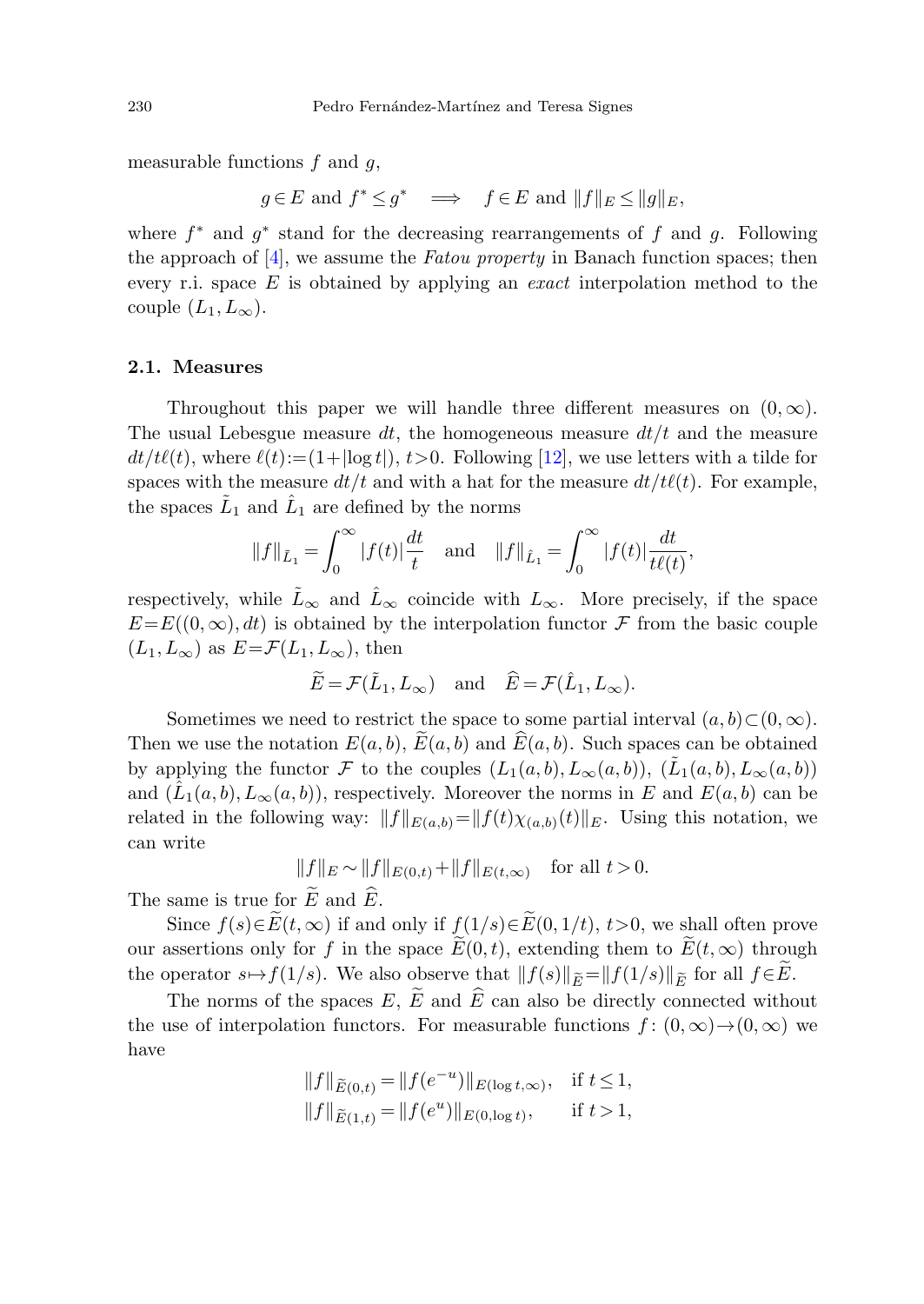measurable functions $f$ and $g$,

$$g \in E \text{ and } f^* \leq g^* \quad \Longrightarrow \quad f \in E \text{ and } \|f\|_E \leq \|g\|_E,$$

where $f^*$ and $g^*$ stand for the decreasing rearrangements of $f$ and $g$. Following the approach of [4], we assume the *Fatou property* in Banach function spaces; then every r.i. space $E$ is obtained by applying an *exact* interpolation method to the couple $(L_1, L_\infty)$.

### 2.1. Measures

Throughout this paper we will handle three different measures on $(0, \infty)$. The usual Lebesgue measure $dt$, the homogeneous measure $dt/t$ and the measure $dt/t\ell(t)$, where $\ell(t) := (1 + |\log t|)$, $t > 0$. Following [12], we use letters with a tilde for spaces with the measure $dt/t$ and with a hat for the measure $dt/t\ell(t)$. For example, the spaces $\tilde{L}_1$ and $\hat{L}_1$ are defined by the norms

$$\|f\|_{\tilde{L}_1} = \int_0^\infty |f(t)| \frac{dt}{t} \quad \text{and} \quad \|f\|_{\hat{L}_1} = \int_0^\infty |f(t)| \frac{dt}{t\ell(t)},$$

respectively, while $\tilde{L}_\infty$ and $\hat{L}_\infty$ coincide with $L_\infty$. More precisely, if the space $E = E((0, \infty), dt)$ is obtained by the interpolation functor $\mathcal{F}$ from the basic couple $(L_1, L_\infty)$ as $E = \mathcal{F}(L_1, L_\infty)$, then

$$\widetilde{E} = \mathcal{F}(\tilde{L}_1, L_\infty) \quad \text{and} \quad \widehat{E} = \mathcal{F}(\hat{L}_1, L_\infty).$$

Sometimes we need to restrict the space to some partial interval $(a, b) \subset (0, \infty)$. Then we use the notation $E(a, b)$, $\widetilde{E}(a, b)$ and $\widehat{E}(a, b)$. Such spaces can be obtained by applying the functor $\mathcal{F}$ to the couples $(L_1(a, b), L_\infty(a, b))$, $(\tilde{L}_1(a, b), L_\infty(a, b))$ and $(\hat{L}_1(a, b), L_\infty(a, b))$, respectively. Moreover the norms in $E$ and $E(a, b)$ can be related in the following way: $\|f\|_{E(a,b)} = \|f(t)\chi_{(a,b)}(t)\|_E$. Using this notation, we can write

$$\|f\|_E \sim \|f\|_{E(0,t)} + \|f\|_{E(t,\infty)} \quad \text{for all } t > 0.$$

The same is true for $\widetilde{E}$ and $\widehat{E}$.

Since $f(s) \in \widetilde{E}(t, \infty)$ if and only if $f(1/s) \in \widetilde{E}(0, 1/t)$, $t > 0$, we shall often prove our assertions only for $f$ in the space $\widetilde{E}(0, t)$, extending them to $\widetilde{E}(t, \infty)$ through the operator $s \mapsto f(1/s)$. We also observe that $\|f(s)\|_{\widetilde{E}} = \|f(1/s)\|_{\widetilde{E}}$ for all $f \in \widetilde{E}$.

The norms of the spaces $E$, $\widetilde{E}$ and $\widehat{E}$ can also be directly connected without the use of interpolation functors. For measurable functions $f \colon (0, \infty) \to (0, \infty)$ we have

$$\begin{aligned}
\|f\|_{\widetilde{E}(0,t)} &= \|f(e^{-u})\|_{E(\log t, \infty)}, \quad \text{if } t \leq 1, \\
\|f\|_{\widetilde{E}(1,t)} &= \|f(e^{u})\|_{E(0, \log t)}, \qquad \text{if } t > 1,
\end{aligned}$$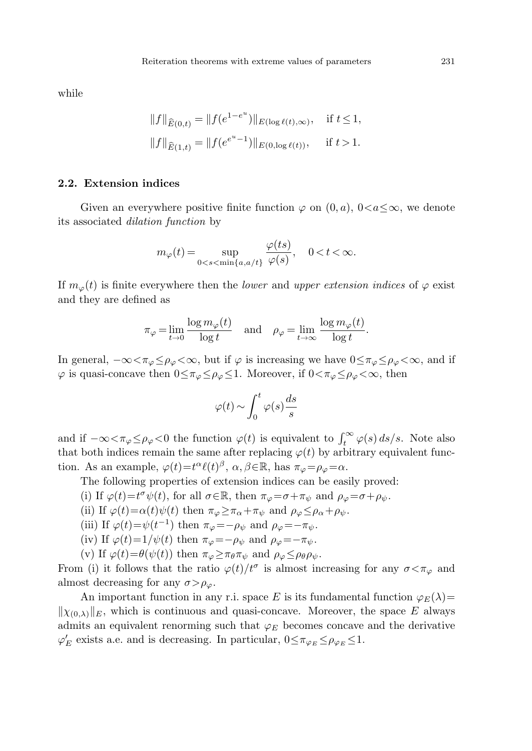while

$$\|f\|_{\widehat{E}(0,t)} = \|f(e^{1-e^u})\|_{E(\log \ell(t),\infty)}, \quad \text{if } t \le 1,$$

$$\|f\|_{\widehat{E}(1,t)} = \|f(e^{e^u-1})\|_{E(0,\log \ell(t))}, \quad \text{if } t > 1.$$

### 2.2. Extension indices

Given an everywhere positive finite function $\varphi$ on $(0,a)$, $0<a\le\infty$, we denote its associated *dilation function* by

$$m_\varphi(t) = \sup_{0<s<\min\{a,a/t\}} \frac{\varphi(ts)}{\varphi(s)}, \quad 0<t<\infty.$$

If $m_\varphi(t)$ is finite everywhere then the *lower* and *upper extension indices* of $\varphi$ exist and they are defined as

$$\pi_\varphi = \lim_{t\to 0} \frac{\log m_\varphi(t)}{\log t} \quad \text{and} \quad \rho_\varphi = \lim_{t\to\infty} \frac{\log m_\varphi(t)}{\log t}.$$

In general, $-\infty<\pi_\varphi\le\rho_\varphi<\infty$, but if $\varphi$ is increasing we have $0\le\pi_\varphi\le\rho_\varphi<\infty$, and if $\varphi$ is quasi-concave then $0\le\pi_\varphi\le\rho_\varphi\le 1$. Moreover, if $0<\pi_\varphi\le\rho_\varphi<\infty$, then

$$\varphi(t) \sim \int_0^t \varphi(s)\frac{ds}{s}$$

and if $-\infty<\pi_\varphi\le\rho_\varphi<0$ the function $\varphi(t)$ is equivalent to $\int_t^\infty \varphi(s)\,ds/s$. Note also that both indices remain the same after replacing $\varphi(t)$ by arbitrary equivalent function. As an example, $\varphi(t)=t^\alpha \ell(t)^\beta$, $\alpha,\beta\in\mathbb{R}$, has $\pi_\varphi=\rho_\varphi=\alpha$.

The following properties of extension indices can be easily proved:

(i) If $\varphi(t)=t^\sigma\psi(t)$, for all $\sigma\in\mathbb{R}$, then $\pi_\varphi=\sigma+\pi_\psi$ and $\rho_\varphi=\sigma+\rho_\psi$.

(ii) If $\varphi(t)=\alpha(t)\psi(t)$ then $\pi_\varphi\ge\pi_\alpha+\pi_\psi$ and $\rho_\varphi\le\rho_\alpha+\rho_\psi$.

(iii) If $\varphi(t)=\psi(t^{-1})$ then $\pi_\varphi=-\rho_\psi$ and $\rho_\varphi=-\pi_\psi$.

(iv) If $\varphi(t)=1/\psi(t)$ then $\pi_\varphi=-\rho_\psi$ and $\rho_\varphi=-\pi_\psi$.

(v) If $\varphi(t)=\theta(\psi(t))$ then $\pi_\varphi\ge\pi_\theta\pi_\psi$ and $\rho_\varphi\le\rho_\theta\rho_\psi$.

From (i) it follows that the ratio $\varphi(t)/t^\sigma$ is almost increasing for any $\sigma<\pi_\varphi$ and almost decreasing for any $\sigma>\rho_\varphi$.

An important function in any r.i. space $E$ is its fundamental function $\varphi_E(\lambda)=\|\chi_{(0,\lambda)}\|_E$, which is continuous and quasi-concave. Moreover, the space $E$ always admits an equivalent renorming such that $\varphi_E$ becomes concave and the derivative $\varphi_E'$ exists a.e. and is decreasing. In particular, $0\le\pi_{\varphi_E}\le\rho_{\varphi_E}\le 1$.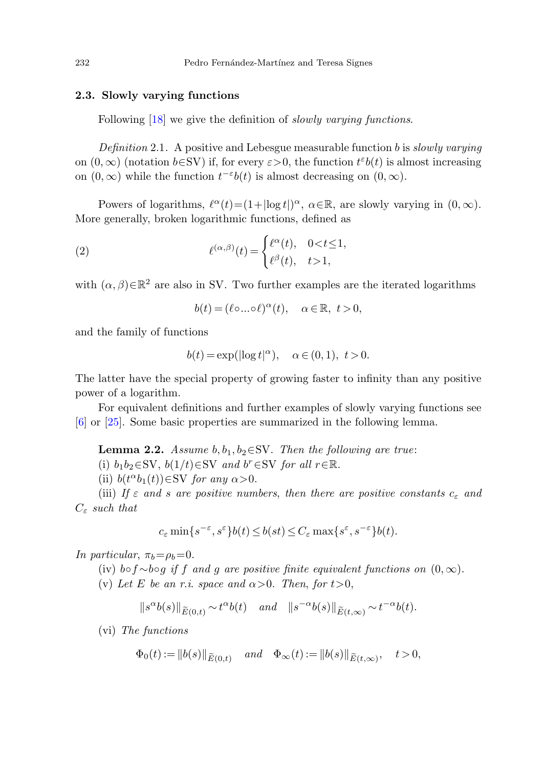### 2.3. Slowly varying functions

Following [18] we give the definition of *slowly varying functions*.

*Definition* 2.1. A positive and Lebesgue measurable function $b$ is *slowly varying* on $(0,\infty)$ (notation $b\in\mathrm{SV}$) if, for every $\varepsilon>0$, the function $t^{\varepsilon}b(t)$ is almost increasing on $(0,\infty)$ while the function $t^{-\varepsilon}b(t)$ is almost decreasing on $(0,\infty)$.

Powers of logarithms, $\ell^{\alpha}(t)=(1+|\log t|)^{\alpha}$, $\alpha\in\mathbb{R}$, are slowly varying in $(0,\infty)$. More generally, broken logarithmic functions, defined as

$$\ell^{(\alpha,\beta)}(t)=\begin{cases}\ell^{\alpha}(t), & 0<t\le 1,\\ \ell^{\beta}(t), & t>1,\end{cases} \tag{2}$$

with $(\alpha,\beta)\in\mathbb{R}^2$ are also in SV. Two further examples are the iterated logarithms

$$b(t)=(\ell\circ\ldots\circ\ell)^{\alpha}(t),\quad \alpha\in\mathbb{R},\ t>0,$$

and the family of functions

$$b(t)=\exp(|\log t|^{\alpha}),\quad \alpha\in(0,1),\ t>0.$$

The latter have the special property of growing faster to infinity than any positive power of a logarithm.

For equivalent definitions and further examples of slowly varying functions see [6] or [25]. Some basic properties are summarized in the following lemma.

**Lemma 2.2.** *Assume $b,b_1,b_2\in\mathrm{SV}$. Then the following are true:*

(i) $b_1b_2\in\mathrm{SV}$, $b(1/t)\in\mathrm{SV}$ *and* $b^r\in\mathrm{SV}$ *for all* $r\in\mathbb{R}$.

(ii) $b(t^{\alpha}b_1(t))\in\mathrm{SV}$ *for any* $\alpha>0$.

(iii) *If $\varepsilon$ and $s$ are positive numbers, then there are positive constants $c_\varepsilon$ and $C_\varepsilon$ such that*

$$c_\varepsilon\min\{s^{-\varepsilon},s^{\varepsilon}\}b(t)\le b(st)\le C_\varepsilon\max\{s^{\varepsilon},s^{-\varepsilon}\}b(t).$$

*In particular,* $\pi_b=\rho_b=0$.

(iv) $b\circ f\sim b\circ g$ *if $f$ and $g$ are positive finite equivalent functions on* $(0,\infty)$.

(v) *Let $E$ be an r.i. space and $\alpha>0$. Then, for $t>0$,*

$$\|s^{\alpha}b(s)\|_{\widetilde{E}(0,t)}\sim t^{\alpha}b(t)\quad \textit{and}\quad \|s^{-\alpha}b(s)\|_{\widetilde{E}(t,\infty)}\sim t^{-\alpha}b(t).$$

(vi) *The functions*

$$\Phi_0(t):=\|b(s)\|_{\widetilde{E}(0,t)}\quad \textit{and}\quad \Phi_\infty(t):=\|b(s)\|_{\widetilde{E}(t,\infty)},\quad t>0,$$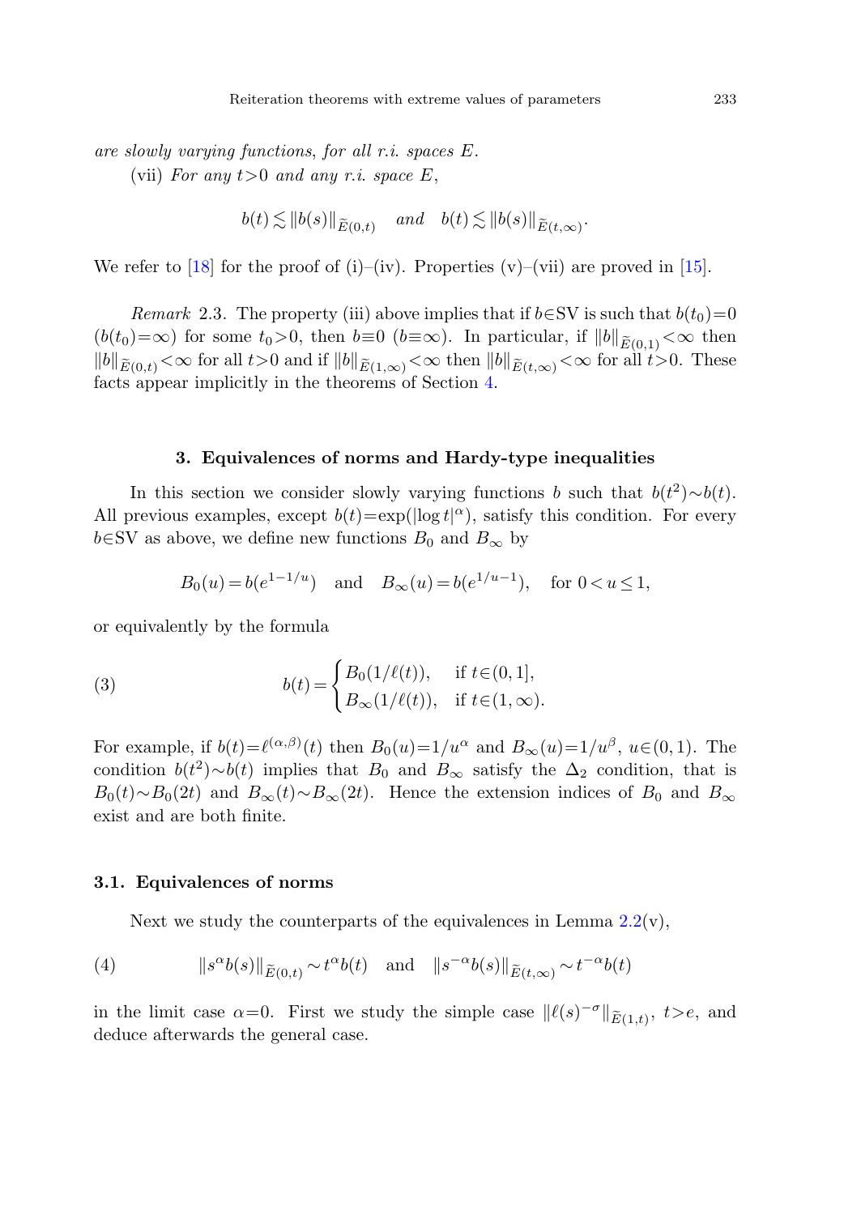*are slowly varying functions, for all r.i. spaces $E$.*

(vii) *For any $t>0$ and any r.i. space $E$,*

$$b(t) \lesssim \|b(s)\|_{\widetilde{E}(0,t)} \quad \text{and} \quad b(t) \lesssim \|b(s)\|_{\widetilde{E}(t,\infty)}.$$

We refer to [18] for the proof of (i)–(iv). Properties (v)–(vii) are proved in [15].

*Remark* 2.3. The property (iii) above implies that if $b\in\mathrm{SV}$ is such that $b(t_0)=0$ ($b(t_0)=\infty$) for some $t_0>0$, then $b\equiv 0$ ($b\equiv\infty$). In particular, if $\|b\|_{\widetilde{E}(0,1)}<\infty$ then $\|b\|_{\widetilde{E}(0,t)}<\infty$ for all $t>0$ and if $\|b\|_{\widetilde{E}(1,\infty)}<\infty$ then $\|b\|_{\widetilde{E}(t,\infty)}<\infty$ for all $t>0$. These facts appear implicitly in the theorems of Section 4.

## 3. Equivalences of norms and Hardy-type inequalities

In this section we consider slowly varying functions $b$ such that $b(t^2)\sim b(t)$. All previous examples, except $b(t)=\exp(|\log t|^\alpha)$, satisfy this condition. For every $b\in\mathrm{SV}$ as above, we define new functions $B_0$ and $B_\infty$ by

$$B_0(u)=b(e^{1-1/u}) \quad \text{and} \quad B_\infty(u)=b(e^{1/u-1}), \quad \text{for } 0<u\le 1,$$

or equivalently by the formula

$$b(t)=\begin{cases} B_0(1/\ell(t)), & \text{if } t\in(0,1], \\ B_\infty(1/\ell(t)), & \text{if } t\in(1,\infty). \end{cases} \tag{3}$$

For example, if $b(t)=\ell^{(\alpha,\beta)}(t)$ then $B_0(u)=1/u^\alpha$ and $B_\infty(u)=1/u^\beta$, $u\in(0,1)$. The condition $b(t^2)\sim b(t)$ implies that $B_0$ and $B_\infty$ satisfy the $\Delta_2$ condition, that is $B_0(t)\sim B_0(2t)$ and $B_\infty(t)\sim B_\infty(2t)$. Hence the extension indices of $B_0$ and $B_\infty$ exist and are both finite.

### 3.1. Equivalences of norms

Next we study the counterparts of the equivalences in Lemma 2.2(v),

$$\|s^\alpha b(s)\|_{\widetilde{E}(0,t)}\sim t^\alpha b(t) \quad \text{and} \quad \|s^{-\alpha} b(s)\|_{\widetilde{E}(t,\infty)}\sim t^{-\alpha} b(t) \tag{4}$$

in the limit case $\alpha=0$. First we study the simple case $\|\ell(s)^{-\sigma}\|_{\widetilde{E}(1,t)}$, $t>e$, and deduce afterwards the general case.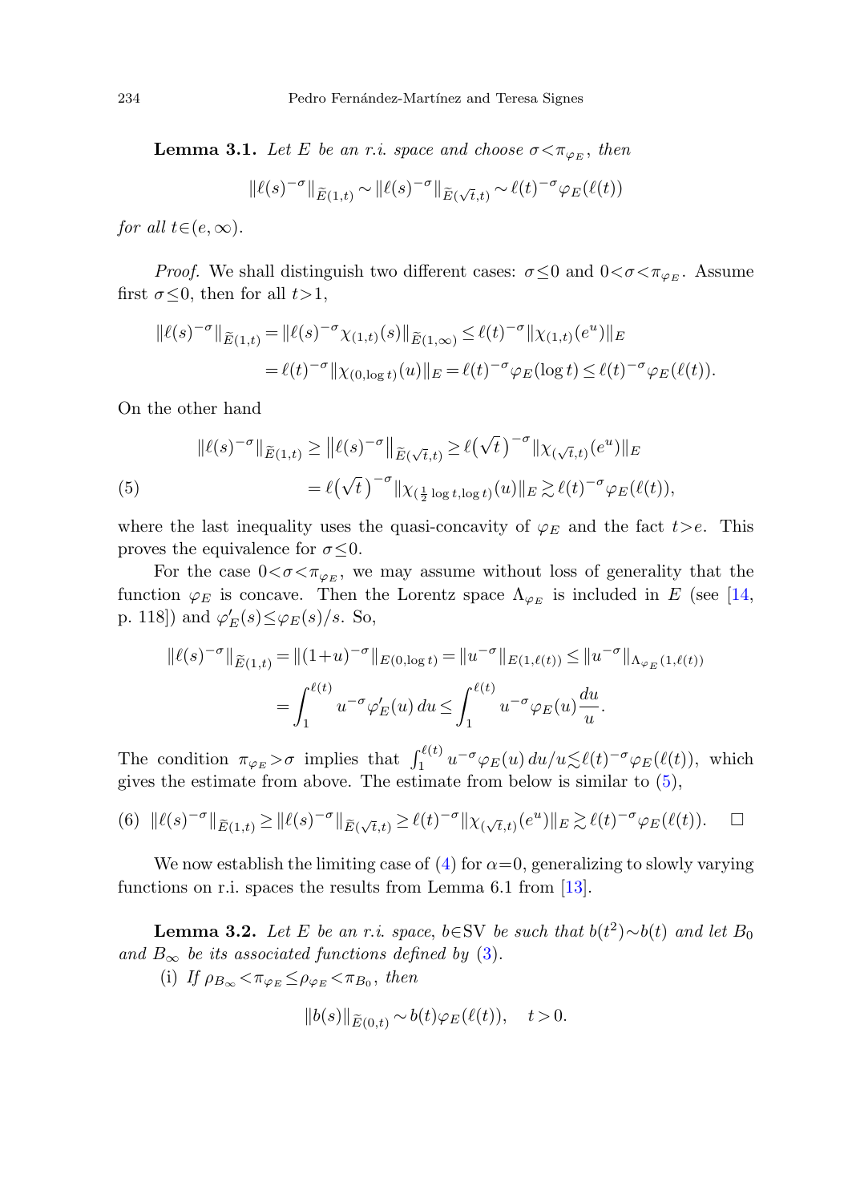**Lemma 3.1.** *Let $E$ be an r.i. space and choose $\sigma<\pi_{\varphi_E}$, then*

$$\|\ell(s)^{-\sigma}\|_{\widetilde{E}(1,t)} \sim \|\ell(s)^{-\sigma}\|_{\widetilde{E}(\sqrt{t},t)} \sim \ell(t)^{-\sigma}\varphi_E(\ell(t))$$

*for all $t\in(e,\infty)$.*

*Proof.* We shall distinguish two different cases: $\sigma\le 0$ and $0<\sigma<\pi_{\varphi_E}$. Assume first $\sigma\le 0$, then for all $t>1$,

$$\begin{aligned}\|\ell(s)^{-\sigma}\|_{\widetilde{E}(1,t)} &= \|\ell(s)^{-\sigma}\chi_{(1,t)}(s)\|_{\widetilde{E}(1,\infty)} \le \ell(t)^{-\sigma}\|\chi_{(1,t)}(e^u)\|_E \\ &= \ell(t)^{-\sigma}\|\chi_{(0,\log t)}(u)\|_E = \ell(t)^{-\sigma}\varphi_E(\log t) \le \ell(t)^{-\sigma}\varphi_E(\ell(t)).\end{aligned}$$

On the other hand

$$\begin{aligned}\|\ell(s)^{-\sigma}\|_{\widetilde{E}(1,t)} &\ge \left\|\ell(s)^{-\sigma}\right\|_{\widetilde{E}(\sqrt{t},t)} \ge \ell\big(\sqrt{t}\big)^{-\sigma}\|\chi_{(\sqrt{t},t)}(e^u)\|_E \\ &= \ell\big(\sqrt{t}\big)^{-\sigma}\|\chi_{(\frac{1}{2}\log t,\log t)}(u)\|_E \gtrsim \ell(t)^{-\sigma}\varphi_E(\ell(t)),\end{aligned} \tag{5}$$

where the last inequality uses the quasi-concavity of $\varphi_E$ and the fact $t>e$. This proves the equivalence for $\sigma\le 0$.

For the case $0<\sigma<\pi_{\varphi_E}$, we may assume without loss of generality that the function $\varphi_E$ is concave. Then the Lorentz space $\Lambda_{\varphi_E}$ is included in $E$ (see [14, p. 118]) and $\varphi_E'(s)\le\varphi_E(s)/s$. So,

$$\begin{aligned}\|\ell(s)^{-\sigma}\|_{\widetilde{E}(1,t)} &= \|(1+u)^{-\sigma}\|_{E(0,\log t)} = \|u^{-\sigma}\|_{E(1,\ell(t))} \le \|u^{-\sigma}\|_{\Lambda_{\varphi_E}(1,\ell(t))} \\ &= \int_1^{\ell(t)} u^{-\sigma}\varphi_E'(u)\,du \le \int_1^{\ell(t)} u^{-\sigma}\varphi_E(u)\frac{du}{u}.\end{aligned}$$

The condition $\pi_{\varphi_E}>\sigma$ implies that $\int_1^{\ell(t)} u^{-\sigma}\varphi_E(u)\,du/u \lesssim \ell(t)^{-\sigma}\varphi_E(\ell(t))$, which gives the estimate from above. The estimate from below is similar to (5),

$$\|\ell(s)^{-\sigma}\|_{\widetilde{E}(1,t)} \ge \|\ell(s)^{-\sigma}\|_{\widetilde{E}(\sqrt{t},t)} \ge \ell(t)^{-\sigma}\|\chi_{(\sqrt{t},t)}(e^u)\|_E \gtrsim \ell(t)^{-\sigma}\varphi_E(\ell(t)). \tag{6}$$

$\square$

We now establish the limiting case of (4) for $\alpha=0$, generalizing to slowly varying functions on r.i. spaces the results from Lemma 6.1 from [13].

**Lemma 3.2.** *Let $E$ be an r.i. space, $b\in\mathrm{SV}$ be such that $b(t^2)\sim b(t)$ and let $B_0$ and $B_\infty$ be its associated functions defined by (3).*

(i) *If $\rho_{B_\infty}<\pi_{\varphi_E}\le\rho_{\varphi_E}<\pi_{B_0}$, then*

$$\|b(s)\|_{\widetilde{E}(0,t)} \sim b(t)\varphi_E(\ell(t)), \quad t>0.$$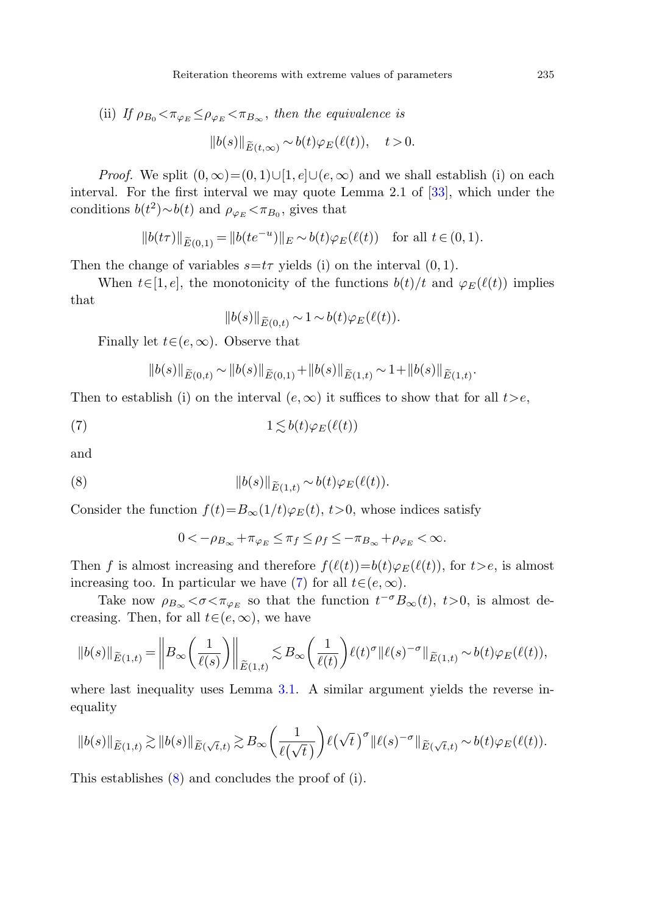(ii) *If* $\rho_{B_0} < \pi_{\varphi_E} \le \rho_{\varphi_E} < \pi_{B_\infty}$, *then the equivalence is*

$$\|b(s)\|_{\widetilde{E}(t,\infty)} \sim b(t)\varphi_E(\ell(t)), \quad t>0.$$

*Proof.* We split $(0,\infty)=(0,1)\cup[1,e]\cup(e,\infty)$ and we shall establish (i) on each interval. For the first interval we may quote Lemma 2.1 of [33], which under the conditions $b(t^2)\sim b(t)$ and $\rho_{\varphi_E} < \pi_{B_0}$, gives that

$$\|b(t\tau)\|_{\widetilde{E}(0,1)} = \|b(te^{-u})\|_E \sim b(t)\varphi_E(\ell(t)) \quad \text{for all } t\in(0,1).$$

Then the change of variables $s=t\tau$ yields (i) on the interval $(0,1)$.

When $t\in[1,e]$, the monotonicity of the functions $b(t)/t$ and $\varphi_E(\ell(t))$ implies that

$$\|b(s)\|_{\widetilde{E}(0,t)} \sim 1 \sim b(t)\varphi_E(\ell(t)).$$

Finally let $t\in(e,\infty)$. Observe that

$$\|b(s)\|_{\widetilde{E}(0,t)} \sim \|b(s)\|_{\widetilde{E}(0,1)} + \|b(s)\|_{\widetilde{E}(1,t)} \sim 1 + \|b(s)\|_{\widetilde{E}(1,t)}.$$

Then to establish (i) on the interval $(e,\infty)$ it suffices to show that for all $t>e$,

$$1 \lesssim b(t)\varphi_E(\ell(t)) \tag{7}$$

and

$$\|b(s)\|_{\widetilde{E}(1,t)} \sim b(t)\varphi_E(\ell(t)). \tag{8}$$

Consider the function $f(t)=B_\infty(1/t)\varphi_E(t)$, $t>0$, whose indices satisfy

$$0 < -\rho_{B_\infty} + \pi_{\varphi_E} \le \pi_f \le \rho_f \le -\pi_{B_\infty} + \rho_{\varphi_E} < \infty.$$

Then $f$ is almost increasing and therefore $f(\ell(t))=b(t)\varphi_E(\ell(t))$, for $t>e$, is almost increasing too. In particular we have (7) for all $t\in(e,\infty)$.

Take now $\rho_{B_\infty} < \sigma < \pi_{\varphi_E}$ so that the function $t^{-\sigma}B_\infty(t)$, $t>0$, is almost decreasing. Then, for all $t\in(e,\infty)$, we have

$$\|b(s)\|_{\widetilde{E}(1,t)} = \left\|B_\infty\left(\frac{1}{\ell(s)}\right)\right\|_{\widetilde{E}(1,t)} \lesssim B_\infty\left(\frac{1}{\ell(t)}\right)\ell(t)^\sigma \|\ell(s)^{-\sigma}\|_{\widetilde{E}(1,t)} \sim b(t)\varphi_E(\ell(t)),$$

where last inequality uses Lemma 3.1. A similar argument yields the reverse inequality

$$\|b(s)\|_{\widetilde{E}(1,t)} \gtrsim \|b(s)\|_{\widetilde{E}(\sqrt{t},t)} \gtrsim B_\infty\left(\frac{1}{\ell(\sqrt{t})}\right)\ell(\sqrt{t})^\sigma \|\ell(s)^{-\sigma}\|_{\widetilde{E}(\sqrt{t},t)} \sim b(t)\varphi_E(\ell(t)).$$

This establishes (8) and concludes the proof of (i).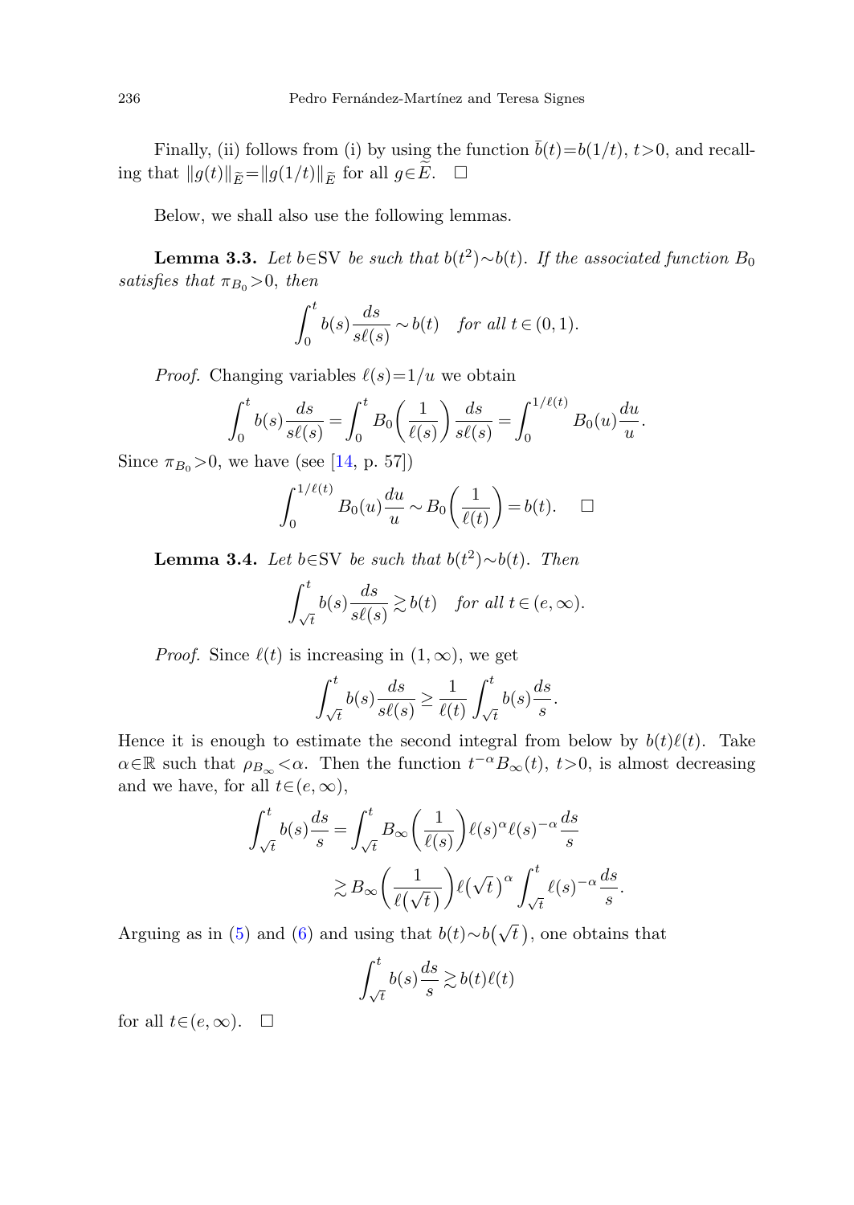Finally, (ii) follows from (i) by using the function $\bar{b}(t)=b(1/t)$, $t>0$, and recalling that $\|g(t)\|_{\widetilde{E}}=\|g(1/t)\|_{\widetilde{E}}$ for all $g\in\widetilde{E}$. $\square$

Below, we shall also use the following lemmas.

**Lemma 3.3.** *Let $b\in\mathrm{SV}$ be such that $b(t^2)\sim b(t)$. If the associated function $B_0$ satisfies that $\pi_{B_0}>0$, then*

$$\int_0^t b(s)\frac{ds}{s\ell(s)} \sim b(t) \quad \textit{for all } t\in(0,1).$$

*Proof.* Changing variables $\ell(s)=1/u$ we obtain

$$\int_0^t b(s)\frac{ds}{s\ell(s)} = \int_0^t B_0\bigg(\frac{1}{\ell(s)}\bigg)\frac{ds}{s\ell(s)} = \int_0^{1/\ell(t)} B_0(u)\frac{du}{u}.$$

Since $\pi_{B_0}>0$, we have (see [14, p. 57])

$$\int_0^{1/\ell(t)} B_0(u)\frac{du}{u} \sim B_0\bigg(\frac{1}{\ell(t)}\bigg) = b(t). \quad \square$$

**Lemma 3.4.** *Let $b\in\mathrm{SV}$ be such that $b(t^2)\sim b(t)$. Then*

$$\int_{\sqrt{t}}^t b(s)\frac{ds}{s\ell(s)} \gtrsim b(t) \quad \textit{for all } t\in(e,\infty).$$

*Proof.* Since $\ell(t)$ is increasing in $(1,\infty)$, we get

$$\int_{\sqrt{t}}^t b(s)\frac{ds}{s\ell(s)} \geq \frac{1}{\ell(t)}\int_{\sqrt{t}}^t b(s)\frac{ds}{s}.$$

Hence it is enough to estimate the second integral from below by $b(t)\ell(t)$. Take $\alpha\in\mathbb{R}$ such that $\rho_{B_\infty}<\alpha$. Then the function $t^{-\alpha}B_\infty(t)$, $t>0$, is almost decreasing and we have, for all $t\in(e,\infty)$,

$$\begin{aligned}\int_{\sqrt{t}}^t b(s)\frac{ds}{s} &= \int_{\sqrt{t}}^t B_\infty\bigg(\frac{1}{\ell(s)}\bigg)\ell(s)^\alpha \ell(s)^{-\alpha}\frac{ds}{s} \\ &\gtrsim B_\infty\bigg(\frac{1}{\ell\big(\sqrt{t}\big)}\bigg)\ell\big(\sqrt{t}\big)^\alpha \int_{\sqrt{t}}^t \ell(s)^{-\alpha}\frac{ds}{s}.\end{aligned}$$

Arguing as in (5) and (6) and using that $b(t)\sim b\big(\sqrt{t}\big)$, one obtains that

$$\int_{\sqrt{t}}^t b(s)\frac{ds}{s} \gtrsim b(t)\ell(t)$$

for all $t\in(e,\infty)$. $\square$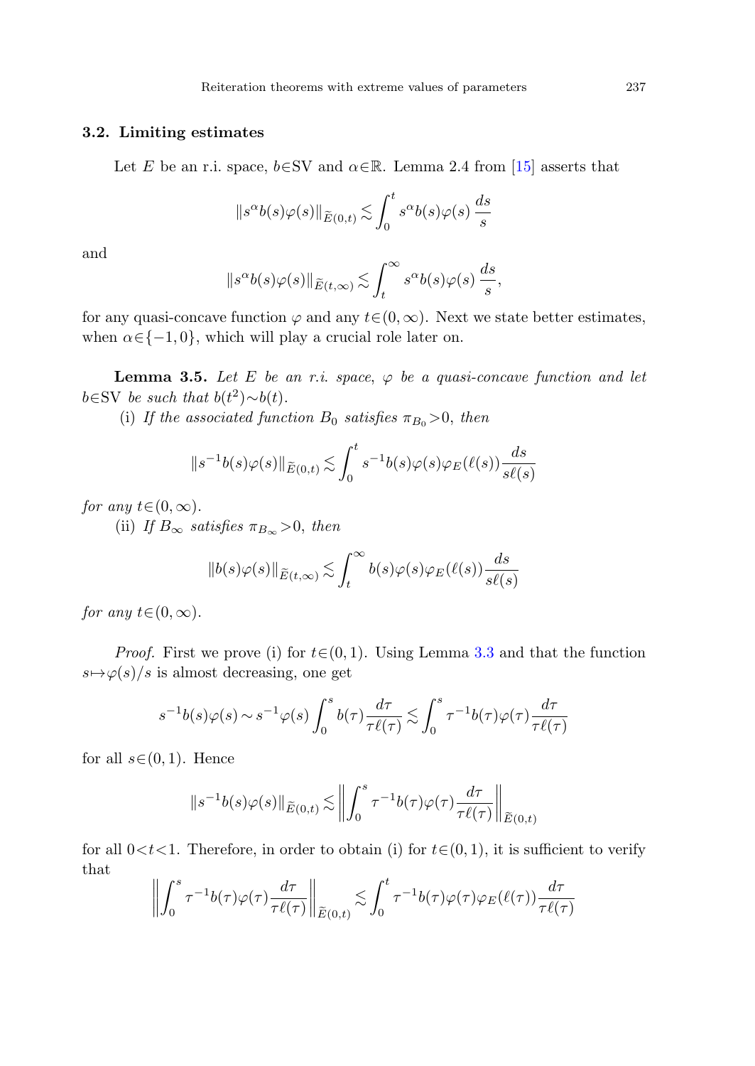### 3.2. Limiting estimates

Let $E$ be an r.i. space, $b\in\mathrm{SV}$ and $\alpha\in\mathbb{R}$. Lemma 2.4 from [15] asserts that

$$\|s^{\alpha}b(s)\varphi(s)\|_{\widetilde{E}(0,t)} \lesssim \int_0^t s^{\alpha}b(s)\varphi(s)\,\frac{ds}{s}$$

and

$$\|s^{\alpha}b(s)\varphi(s)\|_{\widetilde{E}(t,\infty)} \lesssim \int_t^{\infty} s^{\alpha}b(s)\varphi(s)\,\frac{ds}{s},$$

for any quasi-concave function $\varphi$ and any $t\in(0,\infty)$. Next we state better estimates, when $\alpha\in\{-1,0\}$, which will play a crucial role later on.

**Lemma 3.5.** *Let $E$ be an r.i. space, $\varphi$ be a quasi-concave function and let $b\in\mathrm{SV}$ be such that $b(t^2)\sim b(t)$.*

(i) *If the associated function $B_0$ satisfies $\pi_{B_0}>0$, then*

$$\|s^{-1}b(s)\varphi(s)\|_{\widetilde{E}(0,t)} \lesssim \int_0^t s^{-1}b(s)\varphi(s)\varphi_E(\ell(s))\frac{ds}{s\ell(s)}$$

*for any $t\in(0,\infty)$.*

(ii) *If $B_\infty$ satisfies $\pi_{B_\infty}>0$, then*

$$\|b(s)\varphi(s)\|_{\widetilde{E}(t,\infty)} \lesssim \int_t^{\infty} b(s)\varphi(s)\varphi_E(\ell(s))\frac{ds}{s\ell(s)}$$

*for any $t\in(0,\infty)$.*

*Proof.* First we prove (i) for $t\in(0,1)$. Using Lemma 3.3 and that the function $s\mapsto\varphi(s)/s$ is almost decreasing, one get

$$s^{-1}b(s)\varphi(s) \sim s^{-1}\varphi(s)\int_0^s b(\tau)\frac{d\tau}{\tau\ell(\tau)} \lesssim \int_0^s \tau^{-1}b(\tau)\varphi(\tau)\frac{d\tau}{\tau\ell(\tau)}$$

for all $s\in(0,1)$. Hence

$$\|s^{-1}b(s)\varphi(s)\|_{\widetilde{E}(0,t)} \lesssim \left\|\int_0^s \tau^{-1}b(\tau)\varphi(\tau)\frac{d\tau}{\tau\ell(\tau)}\right\|_{\widetilde{E}(0,t)}$$

for all $0<t<1$. Therefore, in order to obtain (i) for $t\in(0,1)$, it is sufficient to verify that

$$\left\|\int_0^s \tau^{-1}b(\tau)\varphi(\tau)\frac{d\tau}{\tau\ell(\tau)}\right\|_{\widetilde{E}(0,t)} \lesssim \int_0^t \tau^{-1}b(\tau)\varphi(\tau)\varphi_E(\ell(\tau))\frac{d\tau}{\tau\ell(\tau)}$$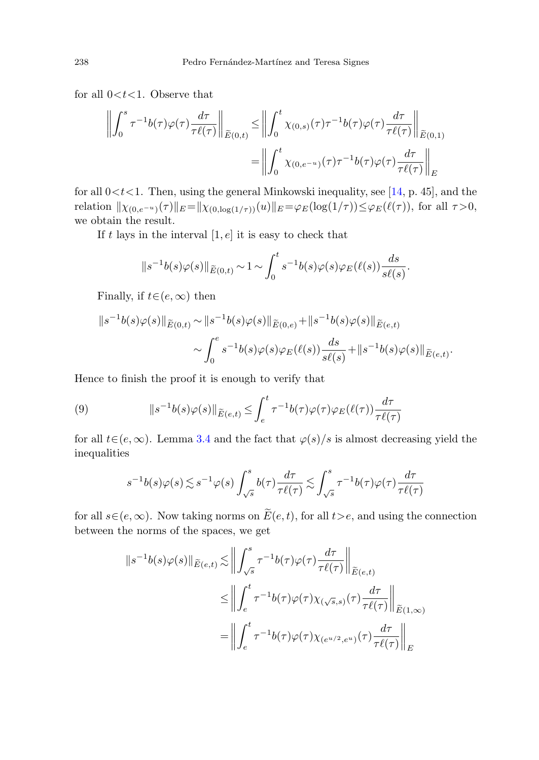for all $0<t<1$. Observe that

$$\left\| \int_0^s \tau^{-1} b(\tau)\varphi(\tau)\frac{d\tau}{\tau\ell(\tau)}\right\|_{\widetilde{E}(0,t)} \le \left\| \int_0^t \chi_{(0,s)}(\tau)\tau^{-1} b(\tau)\varphi(\tau)\frac{d\tau}{\tau\ell(\tau)}\right\|_{\widetilde{E}(0,1)}$$
$$= \left\| \int_0^t \chi_{(0,e^{-u})}(\tau)\tau^{-1} b(\tau)\varphi(\tau)\frac{d\tau}{\tau\ell(\tau)}\right\|_{E}$$

for all $0<t<1$. Then, using the general Minkowski inequality, see [14, p. 45], and the relation $\|\chi_{(0,e^{-u})}(\tau)\|_E = \|\chi_{(0,\log(1/\tau))}(u)\|_E = \varphi_E(\log(1/\tau)) \le \varphi_E(\ell(\tau))$, for all $\tau>0$, we obtain the result.

If $t$ lays in the interval $[1,e]$ it is easy to check that

$$\|s^{-1}b(s)\varphi(s)\|_{\widetilde{E}(0,t)} \sim 1 \sim \int_0^t s^{-1}b(s)\varphi(s)\varphi_E(\ell(s))\frac{ds}{s\ell(s)}.$$

Finally, if $t\in(e,\infty)$ then

$$\|s^{-1}b(s)\varphi(s)\|_{\widetilde{E}(0,t)} \sim \|s^{-1}b(s)\varphi(s)\|_{\widetilde{E}(0,e)} + \|s^{-1}b(s)\varphi(s)\|_{\widetilde{E}(e,t)}$$
$$\sim \int_0^e s^{-1}b(s)\varphi(s)\varphi_E(\ell(s))\frac{ds}{s\ell(s)} + \|s^{-1}b(s)\varphi(s)\|_{\widetilde{E}(e,t)}.$$

Hence to finish the proof it is enough to verify that

$$\|s^{-1}b(s)\varphi(s)\|_{\widetilde{E}(e,t)} \le \int_e^t \tau^{-1}b(\tau)\varphi(\tau)\varphi_E(\ell(\tau))\frac{d\tau}{\tau\ell(\tau)} \tag{9}$$

for all $t\in(e,\infty)$. Lemma 3.4 and the fact that $\varphi(s)/s$ is almost decreasing yield the inequalities

$$s^{-1}b(s)\varphi(s) \lesssim s^{-1}\varphi(s)\int_{\sqrt{s}}^s b(\tau)\frac{d\tau}{\tau\ell(\tau)} \lesssim \int_{\sqrt{s}}^s \tau^{-1}b(\tau)\varphi(\tau)\frac{d\tau}{\tau\ell(\tau)}$$

for all $s\in(e,\infty)$. Now taking norms on $\widetilde{E}(e,t)$, for all $t>e$, and using the connection between the norms of the spaces, we get

$$\|s^{-1}b(s)\varphi(s)\|_{\widetilde{E}(e,t)} \lesssim \left\| \int_{\sqrt{s}}^s \tau^{-1}b(\tau)\varphi(\tau)\frac{d\tau}{\tau\ell(\tau)}\right\|_{\widetilde{E}(e,t)}$$
$$\le \left\| \int_e^t \tau^{-1}b(\tau)\varphi(\tau)\chi_{(\sqrt{s},s)}(\tau)\frac{d\tau}{\tau\ell(\tau)}\right\|_{\widetilde{E}(1,\infty)}$$
$$= \left\| \int_e^t \tau^{-1}b(\tau)\varphi(\tau)\chi_{(e^{u/2},e^u)}(\tau)\frac{d\tau}{\tau\ell(\tau)}\right\|_{E}$$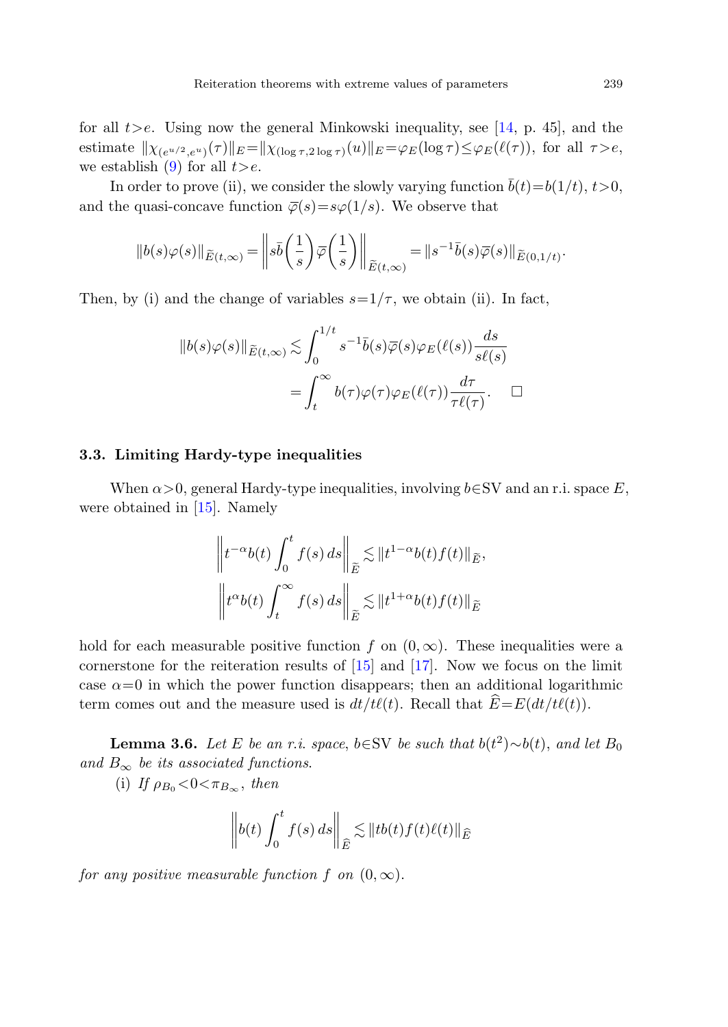for all $t>e$. Using now the general Minkowski inequality, see [14, p. 45], and the estimate $\|\chi_{(e^{u/2},e^u)}(\tau)\|_E=\|\chi_{(\log\tau,2\log\tau)}(u)\|_E=\varphi_E(\log\tau)\le\varphi_E(\ell(\tau))$, for all $\tau>e$, we establish (9) for all $t>e$.

In order to prove (ii), we consider the slowly varying function $\bar{b}(t)=b(1/t)$, $t>0$, and the quasi-concave function $\overline{\varphi}(s)=s\varphi(1/s)$. We observe that

$$\|b(s)\varphi(s)\|_{\widetilde{E}(t,\infty)}=\left\|s\bar{b}\left(\frac{1}{s}\right)\overline{\varphi}\left(\frac{1}{s}\right)\right\|_{\widetilde{E}(t,\infty)}=\|s^{-1}\bar{b}(s)\overline{\varphi}(s)\|_{\widetilde{E}(0,1/t)}.$$

Then, by (i) and the change of variables $s=1/\tau$, we obtain (ii). In fact,

$$\begin{aligned}\|b(s)\varphi(s)\|_{\widetilde{E}(t,\infty)}&\lesssim\int_0^{1/t}s^{-1}\bar{b}(s)\overline{\varphi}(s)\varphi_E(\ell(s))\frac{ds}{s\ell(s)}\\&=\int_t^\infty b(\tau)\varphi(\tau)\varphi_E(\ell(\tau))\frac{d\tau}{\tau\ell(\tau)}.\qquad\square\end{aligned}$$

### 3.3. Limiting Hardy-type inequalities

When $\alpha>0$, general Hardy-type inequalities, involving $b\in\mathrm{SV}$ and an r.i. space $E$, were obtained in [15]. Namely

$$\left\|t^{-\alpha}b(t)\int_0^t f(s)\,ds\right\|_{\widetilde{E}}\lesssim\|t^{1-\alpha}b(t)f(t)\|_{\widetilde{E}},$$

$$\left\|t^{\alpha}b(t)\int_t^\infty f(s)\,ds\right\|_{\widetilde{E}}\lesssim\|t^{1+\alpha}b(t)f(t)\|_{\widetilde{E}}$$

hold for each measurable positive function $f$ on $(0,\infty)$. These inequalities were a cornerstone for the reiteration results of [15] and [17]. Now we focus on the limit case $\alpha=0$ in which the power function disappears; then an additional logarithmic term comes out and the measure used is $dt/t\ell(t)$. Recall that $\widehat{E}=E(dt/t\ell(t))$.

**Lemma 3.6.** *Let $E$ be an r.i. space, $b\in\mathrm{SV}$ be such that $b(t^2)\sim b(t)$, and let $B_0$ and $B_\infty$ be its associated functions.*

(i) *If $\rho_{B_0}<0<\pi_{B_\infty}$, then*

$$\left\|b(t)\int_0^t f(s)\,ds\right\|_{\widehat{E}}\lesssim\|tb(t)f(t)\ell(t)\|_{\widehat{E}}$$

*for any positive measurable function $f$ on $(0,\infty)$.*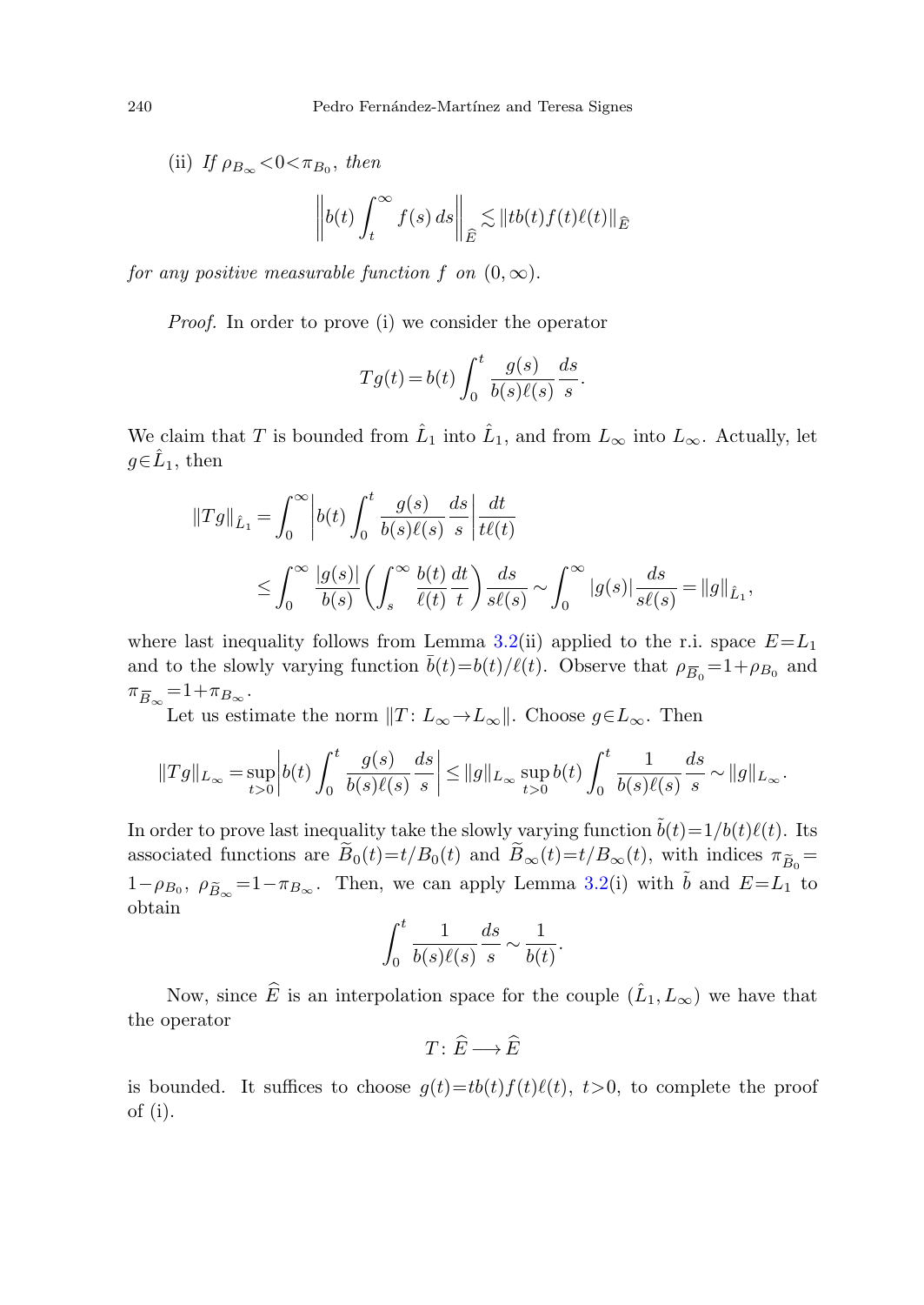(ii) *If* $\rho_{B_\infty} < 0 < \pi_{B_0}$, *then*

$$\left\| b(t) \int_t^\infty f(s)\, ds \right\|_{\widehat{E}} \lesssim \| t b(t) f(t) \ell(t) \|_{\widehat{E}}$$

*for any positive measurable function* $f$ *on* $(0,\infty)$.

*Proof.* In order to prove (i) we consider the operator

$$Tg(t) = b(t) \int_0^t \frac{g(s)}{b(s)\ell(s)} \frac{ds}{s}.$$

We claim that $T$ is bounded from $\hat{L}_1$ into $\hat{L}_1$, and from $L_\infty$ into $L_\infty$. Actually, let $g \in \hat{L}_1$, then

$$\begin{aligned} \|Tg\|_{\hat{L}_1} &= \int_0^\infty \left| b(t) \int_0^t \frac{g(s)}{b(s)\ell(s)} \frac{ds}{s} \right| \frac{dt}{t\ell(t)} \\ &\le \int_0^\infty \frac{|g(s)|}{b(s)} \left( \int_s^\infty \frac{b(t)}{\ell(t)} \frac{dt}{t} \right) \frac{ds}{s\ell(s)} \sim \int_0^\infty |g(s)| \frac{ds}{s\ell(s)} = \|g\|_{\hat{L}_1}, \end{aligned}$$

where last inequality follows from Lemma 3.2(ii) applied to the r.i. space $E = L_1$ and to the slowly varying function $\bar{b}(t) = b(t)/\ell(t)$. Observe that $\rho_{\overline{B}_0} = 1 + \rho_{B_0}$ and $\pi_{\overline{B}_\infty} = 1 + \pi_{B_\infty}$.

Let us estimate the norm $\|T \colon L_\infty \to L_\infty\|$. Choose $g \in L_\infty$. Then

$$\|Tg\|_{L_\infty} = \sup_{t>0} \left| b(t) \int_0^t \frac{g(s)}{b(s)\ell(s)} \frac{ds}{s} \right| \le \|g\|_{L_\infty} \sup_{t>0} b(t) \int_0^t \frac{1}{b(s)\ell(s)} \frac{ds}{s} \sim \|g\|_{L_\infty}.$$

In order to prove last inequality take the slowly varying function $\tilde{b}(t) = 1/b(t)\ell(t)$. Its associated functions are $\widetilde{B}_0(t) = t/B_0(t)$ and $\widetilde{B}_\infty(t) = t/B_\infty(t)$, with indices $\pi_{\widetilde{B}_0} = 1 - \rho_{B_0}$, $\rho_{\widetilde{B}_\infty} = 1 - \pi_{B_\infty}$. Then, we can apply Lemma 3.2(i) with $\tilde{b}$ and $E = L_1$ to obtain

$$\int_0^t \frac{1}{b(s)\ell(s)} \frac{ds}{s} \sim \frac{1}{b(t)}.$$

Now, since $\widehat{E}$ is an interpolation space for the couple $(\hat{L}_1, L_\infty)$ we have that the operator

$$T \colon \widehat{E} \longrightarrow \widehat{E}$$

is bounded. It suffices to choose $g(t) = t b(t) f(t) \ell(t)$, $t > 0$, to complete the proof of (i).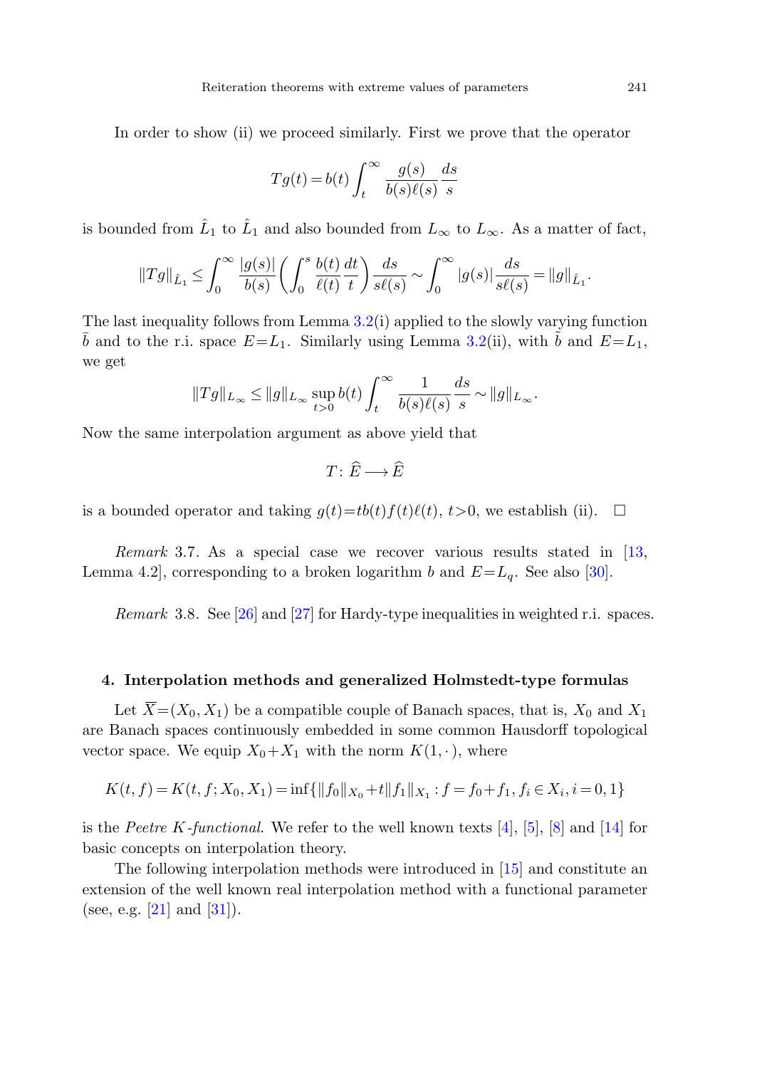In order to show (ii) we proceed similarly. First we prove that the operator

$$Tg(t) = b(t) \int_t^\infty \frac{g(s)}{b(s)\ell(s)} \frac{ds}{s}$$

is bounded from $\hat{L}_1$ to $\hat{L}_1$ and also bounded from $L_\infty$ to $L_\infty$. As a matter of fact,

$$\|Tg\|_{\hat{L}_1} \le \int_0^\infty \frac{|g(s)|}{b(s)} \left( \int_0^s \frac{b(t)}{\ell(t)} \frac{dt}{t} \right) \frac{ds}{s\ell(s)} \sim \int_0^\infty |g(s)| \frac{ds}{s\ell(s)} = \|g\|_{\hat{L}_1}.$$

The last inequality follows from Lemma 3.2(i) applied to the slowly varying function $\bar{b}$ and to the r.i. space $E=L_1$. Similarly using Lemma 3.2(ii), with $\tilde{b}$ and $E=L_1$, we get

$$\|Tg\|_{L_\infty} \le \|g\|_{L_\infty} \sup_{t>0} b(t) \int_t^\infty \frac{1}{b(s)\ell(s)} \frac{ds}{s} \sim \|g\|_{L_\infty}.$$

Now the same interpolation argument as above yield that

$$T\colon \widehat{E} \longrightarrow \widehat{E}$$

is a bounded operator and taking $g(t)=tb(t)f(t)\ell(t)$, $t>0$, we establish (ii). $\square$

*Remark* 3.7. As a special case we recover various results stated in [13, Lemma 4.2], corresponding to a broken logarithm $b$ and $E=L_q$. See also [30].

*Remark* 3.8. See [26] and [27] for Hardy-type inequalities in weighted r.i. spaces.

## 4. Interpolation methods and generalized Holmstedt-type formulas

Let $\overline{X}=(X_0, X_1)$ be a compatible couple of Banach spaces, that is, $X_0$ and $X_1$ are Banach spaces continuously embedded in some common Hausdorff topological vector space. We equip $X_0+X_1$ with the norm $K(1,\cdot)$, where

$$K(t,f) = K(t,f;X_0,X_1) = \inf\{\|f_0\|_{X_0} + t\|f_1\|_{X_1} : f = f_0 + f_1, f_i \in X_i, i=0,1\}$$

is the *Peetre K-functional*. We refer to the well known texts [4], [5], [8] and [14] for basic concepts on interpolation theory.

The following interpolation methods were introduced in [15] and constitute an extension of the well known real interpolation method with a functional parameter (see, e.g. [21] and [31]).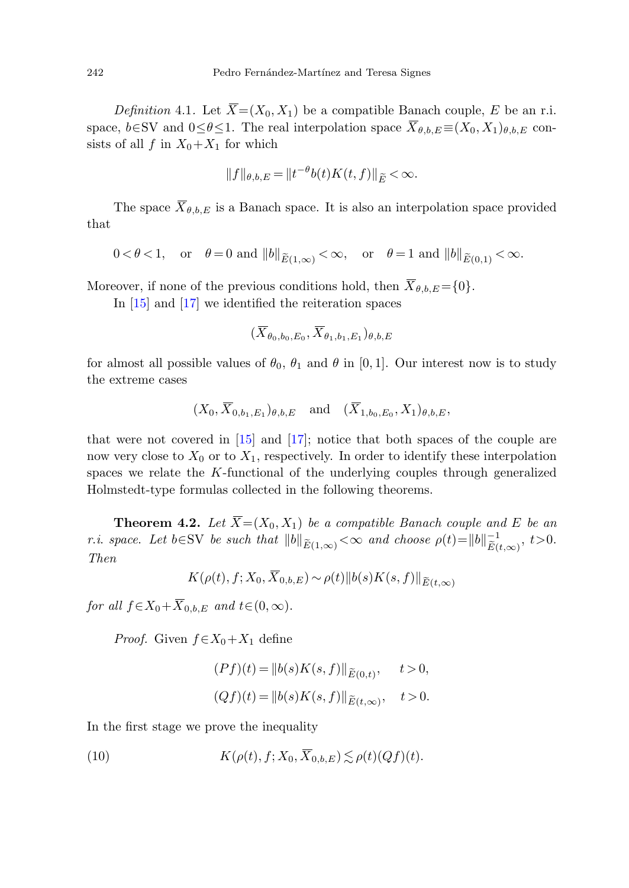*Definition* 4.1. Let $\overline{X}=(X_0,X_1)$ be a compatible Banach couple, $E$ be an r.i. space, $b\in\mathrm{SV}$ and $0\le\theta\le 1$. The real interpolation space $\overline{X}_{\theta,b,E}\equiv(X_0,X_1)_{\theta,b,E}$ consists of all $f$ in $X_0+X_1$ for which

$$\|f\|_{\theta,b,E}=\|t^{-\theta}b(t)K(t,f)\|_{\widetilde{E}}<\infty.$$

The space $\overline{X}_{\theta,b,E}$ is a Banach space. It is also an interpolation space provided that

$$0<\theta<1, \quad \text{or} \quad \theta=0 \text{ and } \|b\|_{\widetilde{E}(1,\infty)}<\infty, \quad \text{or} \quad \theta=1 \text{ and } \|b\|_{\widetilde{E}(0,1)}<\infty.$$

Moreover, if none of the previous conditions hold, then $\overline{X}_{\theta,b,E}=\{0\}$.

In [15] and [17] we identified the reiteration spaces

$$(\overline{X}_{\theta_0,b_0,E_0},\overline{X}_{\theta_1,b_1,E_1})_{\theta,b,E}$$

for almost all possible values of $\theta_0$, $\theta_1$ and $\theta$ in $[0,1]$. Our interest now is to study the extreme cases

$$(X_0,\overline{X}_{0,b_1,E_1})_{\theta,b,E} \quad \text{and} \quad (\overline{X}_{1,b_0,E_0},X_1)_{\theta,b,E},$$

that were not covered in [15] and [17]; notice that both spaces of the couple are now very close to $X_0$ or to $X_1$, respectively. In order to identify these interpolation spaces we relate the $K$-functional of the underlying couples through generalized Holmstedt-type formulas collected in the following theorems.

**Theorem 4.2.** *Let $\overline{X}=(X_0,X_1)$ be a compatible Banach couple and $E$ be an r.i. space. Let $b\in\mathrm{SV}$ be such that $\|b\|_{\widetilde{E}(1,\infty)}<\infty$ and choose $\rho(t)=\|b\|^{-1}_{\widetilde{E}(t,\infty)}$, $t>0$. Then*

$$K(\rho(t),f;X_0,\overline{X}_{0,b,E})\sim\rho(t)\|b(s)K(s,f)\|_{\widetilde{E}(t,\infty)}$$

*for all $f\in X_0+\overline{X}_{0,b,E}$ and $t\in(0,\infty)$.*

*Proof.* Given $f\in X_0+X_1$ define

$$(Pf)(t)=\|b(s)K(s,f)\|_{\widetilde{E}(0,t)}, \qquad t>0,$$

$$(Qf)(t)=\|b(s)K(s,f)\|_{\widetilde{E}(t,\infty)}, \qquad t>0.$$

In the first stage we prove the inequality

$$K(\rho(t),f;X_0,\overline{X}_{0,b,E})\lesssim\rho(t)(Qf)(t). \tag{10}$$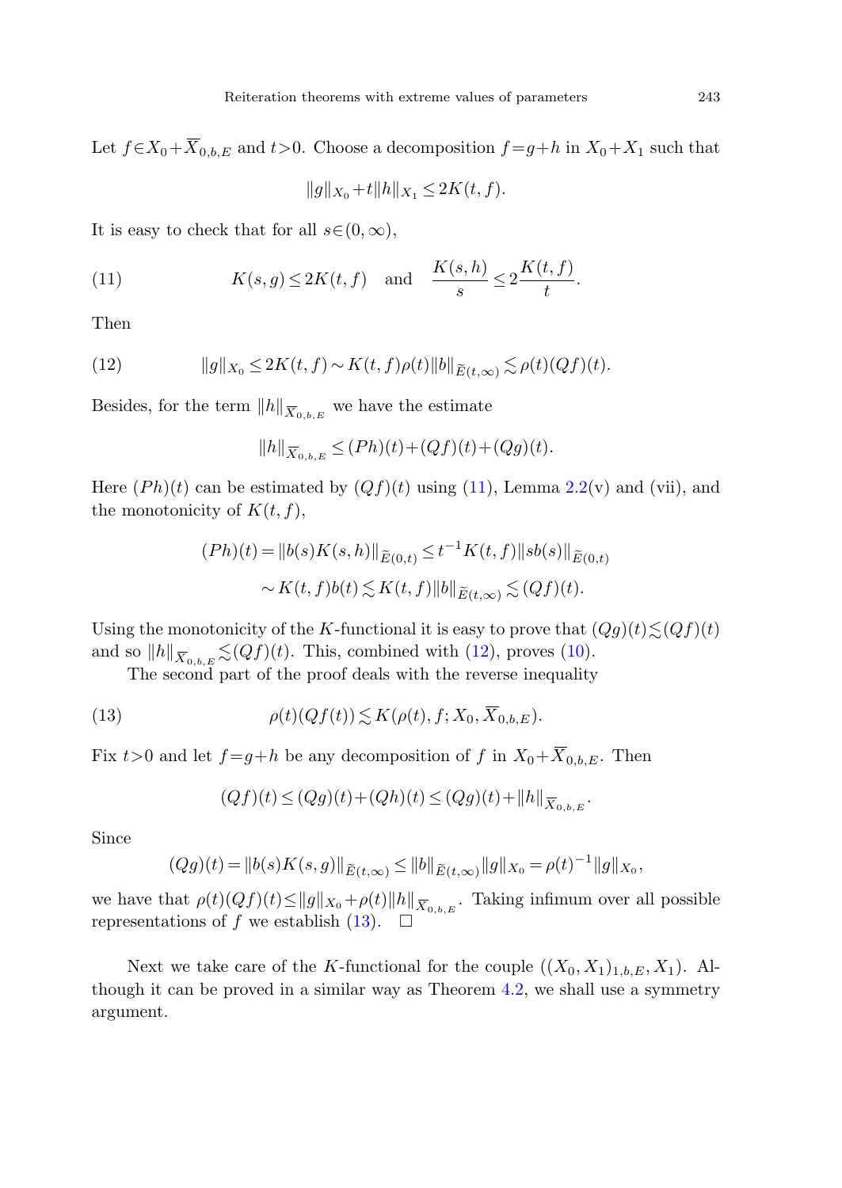Let $f \in X_0 + \overline{X}_{0,b,E}$ and $t>0$. Choose a decomposition $f=g+h$ in $X_0+X_1$ such that

$$\|g\|_{X_0} + t\|h\|_{X_1} \le 2K(t,f).$$

It is easy to check that for all $s\in(0,\infty)$,

$$K(s,g) \le 2K(t,f) \quad \text{and} \quad \frac{K(s,h)}{s} \le 2\frac{K(t,f)}{t}. \tag{11}$$

Then

$$\|g\|_{X_0} \le 2K(t,f) \sim K(t,f)\rho(t)\|b\|_{\widetilde{E}(t,\infty)} \lesssim \rho(t)(Qf)(t). \tag{12}$$

Besides, for the term $\|h\|_{\overline{X}_{0,b,E}}$ we have the estimate

$$\|h\|_{\overline{X}_{0,b,E}} \le (Ph)(t) + (Qf)(t) + (Qg)(t).$$

Here $(Ph)(t)$ can be estimated by $(Qf)(t)$ using (11), Lemma 2.2(v) and (vii), and the monotonicity of $K(t,f)$,

$$\begin{aligned}(Ph)(t) = \|b(s)K(s,h)\|_{\widetilde{E}(0,t)} &\le t^{-1}K(t,f)\|sb(s)\|_{\widetilde{E}(0,t)} \\ &\sim K(t,f)b(t) \lesssim K(t,f)\|b\|_{\widetilde{E}(t,\infty)} \lesssim (Qf)(t).\end{aligned}$$

Using the monotonicity of the $K$-functional it is easy to prove that $(Qg)(t)\lesssim(Qf)(t)$ and so $\|h\|_{\overline{X}_{0,b,E}} \lesssim (Qf)(t)$. This, combined with (12), proves (10).

The second part of the proof deals with the reverse inequality

$$\rho(t)(Qf(t)) \lesssim K(\rho(t), f; X_0, \overline{X}_{0,b,E}). \tag{13}$$

Fix $t>0$ and let $f=g+h$ be any decomposition of $f$ in $X_0+\overline{X}_{0,b,E}$. Then

$$(Qf)(t) \le (Qg)(t) + (Qh)(t) \le (Qg)(t) + \|h\|_{\overline{X}_{0,b,E}}.$$

Since

$$(Qg)(t) = \|b(s)K(s,g)\|_{\widetilde{E}(t,\infty)} \le \|b\|_{\widetilde{E}(t,\infty)}\|g\|_{X_0} = \rho(t)^{-1}\|g\|_{X_0},$$

we have that $\rho(t)(Qf)(t) \le \|g\|_{X_0} + \rho(t)\|h\|_{\overline{X}_{0,b,E}}$. Taking infimum over all possible representations of $f$ we establish (13). $\square$

Next we take care of the $K$-functional for the couple $((X_0,X_1)_{1,b,E}, X_1)$. Although it can be proved in a similar way as Theorem 4.2, we shall use a symmetry argument.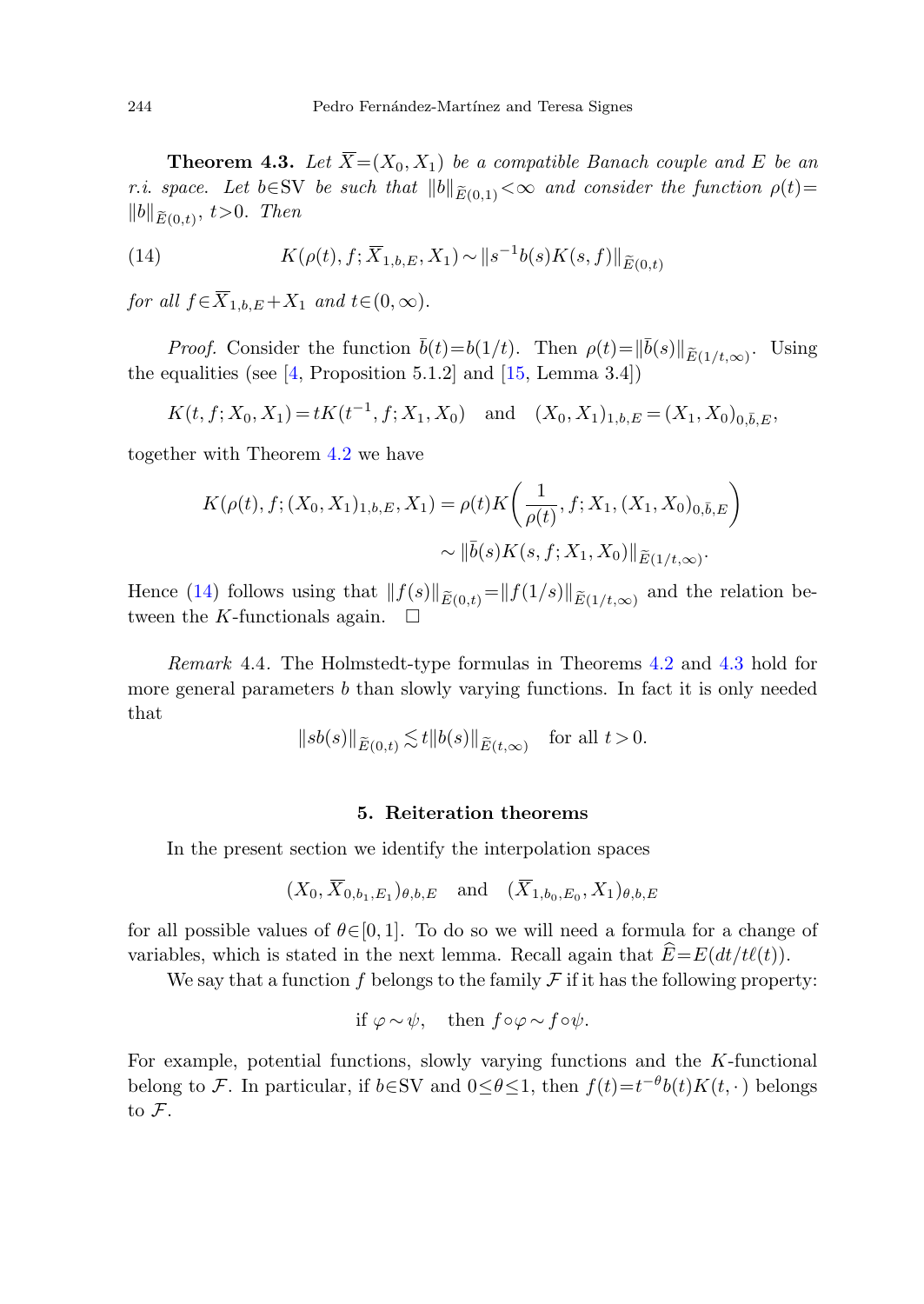**Theorem 4.3.** *Let $\overline{X}=(X_0,X_1)$ be a compatible Banach couple and $E$ be an r.i. space. Let $b\in\mathrm{SV}$ be such that $\|b\|_{\widetilde{E}(0,1)}<\infty$ and consider the function $\rho(t)=\|b\|_{\widetilde{E}(0,t)}$, $t>0$. Then*

$$K(\rho(t),f;\overline{X}_{1,b,E},X_1)\sim\|s^{-1}b(s)K(s,f)\|_{\widetilde{E}(0,t)} \tag{14}$$

*for all $f\in\overline{X}_{1,b,E}+X_1$ and $t\in(0,\infty)$.*

*Proof.* Consider the function $\bar{b}(t)=b(1/t)$. Then $\rho(t)=\|\bar{b}(s)\|_{\widetilde{E}(1/t,\infty)}$. Using the equalities (see [4, Proposition 5.1.2] and [15, Lemma 3.4])

$$K(t,f;X_0,X_1)=tK(t^{-1},f;X_1,X_0)\quad\text{and}\quad (X_0,X_1)_{1,b,E}=(X_1,X_0)_{0,\bar{b},E},$$

together with Theorem 4.2 we have

$$\begin{aligned}K(\rho(t),f;(X_0,X_1)_{1,b,E},X_1)&=\rho(t)K\biggl(\frac{1}{\rho(t)},f;X_1,(X_1,X_0)_{0,\bar{b},E}\biggr)\\&\sim\|\bar{b}(s)K(s,f;X_1,X_0)\|_{\widetilde{E}(1/t,\infty)}.\end{aligned}$$

Hence (14) follows using that $\|f(s)\|_{\widetilde{E}(0,t)}=\|f(1/s)\|_{\widetilde{E}(1/t,\infty)}$ and the relation between the $K$-functionals again. $\square$

*Remark* 4.4. The Holmstedt-type formulas in Theorems 4.2 and 4.3 hold for more general parameters $b$ than slowly varying functions. In fact it is only needed that

$$\|sb(s)\|_{\widetilde{E}(0,t)}\lesssim t\|b(s)\|_{\widetilde{E}(t,\infty)}\quad\text{for all } t>0.$$

## 5. Reiteration theorems

In the present section we identify the interpolation spaces

$$(X_0,\overline{X}_{0,b_1,E_1})_{\theta,b,E}\quad\text{and}\quad(\overline{X}_{1,b_0,E_0},X_1)_{\theta,b,E}$$

for all possible values of $\theta\in[0,1]$. To do so we will need a formula for a change of variables, which is stated in the next lemma. Recall again that $\widehat{E}=E(dt/t\ell(t))$.

We say that a function $f$ belongs to the family $\mathcal{F}$ if it has the following property:

$$\text{if } \varphi\sim\psi,\quad\text{then } f\circ\varphi\sim f\circ\psi.$$

For example, potential functions, slowly varying functions and the $K$-functional belong to $\mathcal{F}$. In particular, if $b\in\mathrm{SV}$ and $0\le\theta\le1$, then $f(t)=t^{-\theta}b(t)K(t,\cdot\,)$ belongs to $\mathcal{F}$.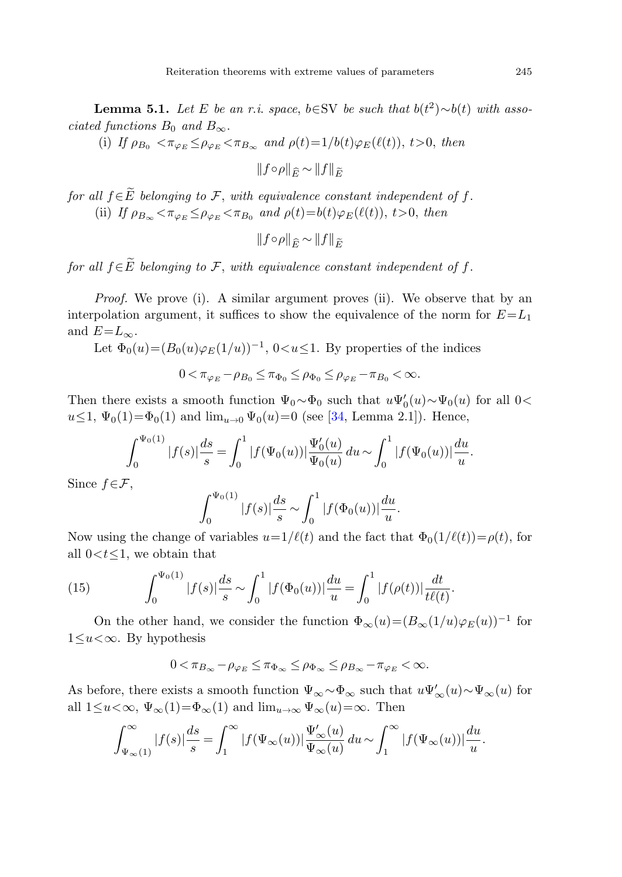**Lemma 5.1.** *Let $E$ be an r.i. space, $b\in\mathrm{SV}$ be such that $b(t^2)\sim b(t)$ with associated functions $B_0$ and $B_\infty$.*

(i) *If $\rho_{B_0} < \pi_{\varphi_E} \le \rho_{\varphi_E} < \pi_{B_\infty}$ and $\rho(t)=1/b(t)\varphi_E(\ell(t))$, $t>0$, then*

$$\|f\circ\rho\|_{\widehat{E}} \sim \|f\|_{\widetilde{E}}$$

*for all $f\in\widetilde{E}$ belonging to $\mathcal{F}$, with equivalence constant independent of $f$.*

(ii) *If $\rho_{B_\infty} < \pi_{\varphi_E} \le \rho_{\varphi_E} < \pi_{B_0}$ and $\rho(t)=b(t)\varphi_E(\ell(t))$, $t>0$, then*

$$\|f\circ\rho\|_{\widehat{E}} \sim \|f\|_{\widetilde{E}}$$

*for all $f\in\widetilde{E}$ belonging to $\mathcal{F}$, with equivalence constant independent of $f$.*

*Proof.* We prove (i). A similar argument proves (ii). We observe that by an interpolation argument, it suffices to show the equivalence of the norm for $E=L_1$ and $E=L_\infty$.

Let $\Phi_0(u)=(B_0(u)\varphi_E(1/u))^{-1}$, $0<u\le 1$. By properties of the indices

$$0 < \pi_{\varphi_E} - \rho_{B_0} \le \pi_{\Phi_0} \le \rho_{\Phi_0} \le \rho_{\varphi_E} - \pi_{B_0} < \infty.$$

Then there exists a smooth function $\Psi_0\sim\Phi_0$ such that $u\Psi_0'(u)\sim\Psi_0(u)$ for all $0<u\le 1$, $\Psi_0(1)=\Phi_0(1)$ and $\lim_{u\to 0}\Psi_0(u)=0$ (see [34, Lemma 2.1]). Hence,

$$\int_0^{\Psi_0(1)} |f(s)|\frac{ds}{s} = \int_0^1 |f(\Psi_0(u))|\frac{\Psi_0'(u)}{\Psi_0(u)}\,du \sim \int_0^1 |f(\Psi_0(u))|\frac{du}{u}.$$

Since $f\in\mathcal{F}$,

$$\int_0^{\Psi_0(1)} |f(s)|\frac{ds}{s} \sim \int_0^1 |f(\Phi_0(u))|\frac{du}{u}.$$

Now using the change of variables $u=1/\ell(t)$ and the fact that $\Phi_0(1/\ell(t))=\rho(t)$, for all $0<t\le 1$, we obtain that

$$\int_0^{\Psi_0(1)} |f(s)|\frac{ds}{s} \sim \int_0^1 |f(\Phi_0(u))|\frac{du}{u} = \int_0^1 |f(\rho(t))|\frac{dt}{t\ell(t)}. \tag{15}$$

On the other hand, we consider the function $\Phi_\infty(u)=(B_\infty(1/u)\varphi_E(u))^{-1}$ for $1\le u<\infty$. By hypothesis

$$0 < \pi_{B_\infty} - \rho_{\varphi_E} \le \pi_{\Phi_\infty} \le \rho_{\Phi_\infty} \le \rho_{B_\infty} - \pi_{\varphi_E} < \infty.$$

As before, there exists a smooth function $\Psi_\infty\sim\Phi_\infty$ such that $u\Psi_\infty'(u)\sim\Psi_\infty(u)$ for all $1\le u<\infty$, $\Psi_\infty(1)=\Phi_\infty(1)$ and $\lim_{u\to\infty}\Psi_\infty(u)=\infty$. Then

$$\int_{\Psi_\infty(1)}^\infty |f(s)|\frac{ds}{s} = \int_1^\infty |f(\Psi_\infty(u))|\frac{\Psi_\infty'(u)}{\Psi_\infty(u)}\,du \sim \int_1^\infty |f(\Psi_\infty(u))|\frac{du}{u}.$$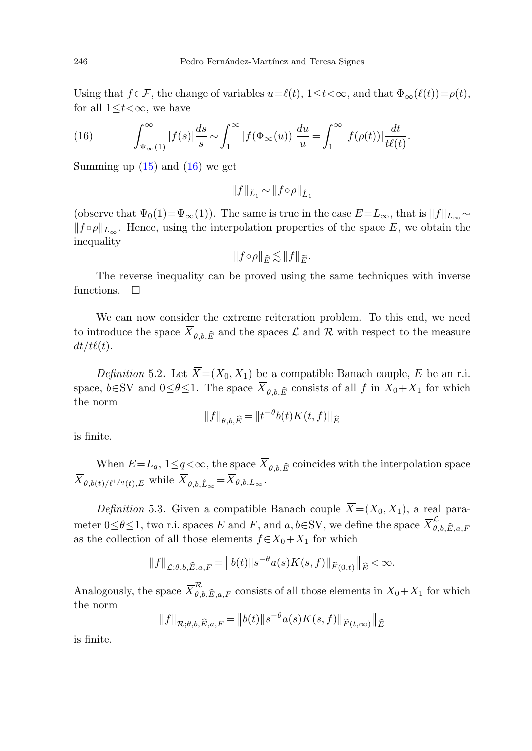Using that $f \in \mathcal{F}$, the change of variables $u = \ell(t)$, $1 \le t < \infty$, and that $\Phi_\infty(\ell(t)) = \rho(t)$, for all $1 \le t < \infty$, we have

$$\int_{\Psi_\infty(1)}^{\infty} |f(s)| \frac{ds}{s} \sim \int_1^\infty |f(\Phi_\infty(u))| \frac{du}{u} = \int_1^\infty |f(\rho(t))| \frac{dt}{t\ell(t)}. \tag{16}$$

Summing up (15) and (16) we get

$$\|f\|_{\tilde{L}_1} \sim \|f \circ \rho\|_{\hat{L}_1}$$

(observe that $\Psi_0(1) = \Psi_\infty(1)$). The same is true in the case $E = L_\infty$, that is $\|f\|_{L_\infty} \sim \|f \circ \rho\|_{L_\infty}$. Hence, using the interpolation properties of the space $E$, we obtain the inequality

$$\|f \circ \rho\|_{\widehat{E}} \lesssim \|f\|_{\widetilde{E}}.$$

The reverse inequality can be proved using the same techniques with inverse functions. $\square$

We can now consider the extreme reiteration problem. To this end, we need to introduce the space $\overline{X}_{\theta,b,\widehat{E}}$ and the spaces $\mathcal{L}$ and $\mathcal{R}$ with respect to the measure $dt/t\ell(t)$.

*Definition* 5.2. Let $\overline{X} = (X_0, X_1)$ be a compatible Banach couple, $E$ be an r.i. space, $b \in \mathrm{SV}$ and $0 \le \theta \le 1$. The space $\overline{X}_{\theta,b,\widehat{E}}$ consists of all $f$ in $X_0 + X_1$ for which the norm

$$\|f\|_{\theta,b,\widehat{E}} = \|t^{-\theta} b(t) K(t,f)\|_{\widehat{E}}$$

is finite.

When $E = L_q$, $1 \le q < \infty$, the space $\overline{X}_{\theta,b,\widehat{E}}$ coincides with the interpolation space $\overline{X}_{\theta,b(t)/\ell^{1/q}(t),E}$ while $\overline{X}_{\theta,b,\hat{L}_\infty} = \overline{X}_{\theta,b,L_\infty}$.

*Definition* 5.3. Given a compatible Banach couple $\overline{X} = (X_0, X_1)$, a real parameter $0 \le \theta \le 1$, two r.i. spaces $E$ and $F$, and $a, b \in \mathrm{SV}$, we define the space $\overline{X}^{\mathcal{L}}_{\theta,b,\widehat{E},a,F}$ as the collection of all those elements $f \in X_0 + X_1$ for which

$$\|f\|_{\mathcal{L};\theta,b,\widehat{E},a,F} = \big\| b(t) \|s^{-\theta} a(s) K(s,f)\|_{\widetilde{F}(0,t)} \big\|_{\widehat{E}} < \infty.$$

Analogously, the space $\overline{X}^{\mathcal{R}}_{\theta,b,\widehat{E},a,F}$ consists of all those elements in $X_0 + X_1$ for which the norm

$$\|f\|_{\mathcal{R};\theta,b,\widehat{E},a,F} = \big\| b(t) \|s^{-\theta} a(s) K(s,f)\|_{\widetilde{F}(t,\infty)} \big\|_{\widehat{E}}$$

is finite.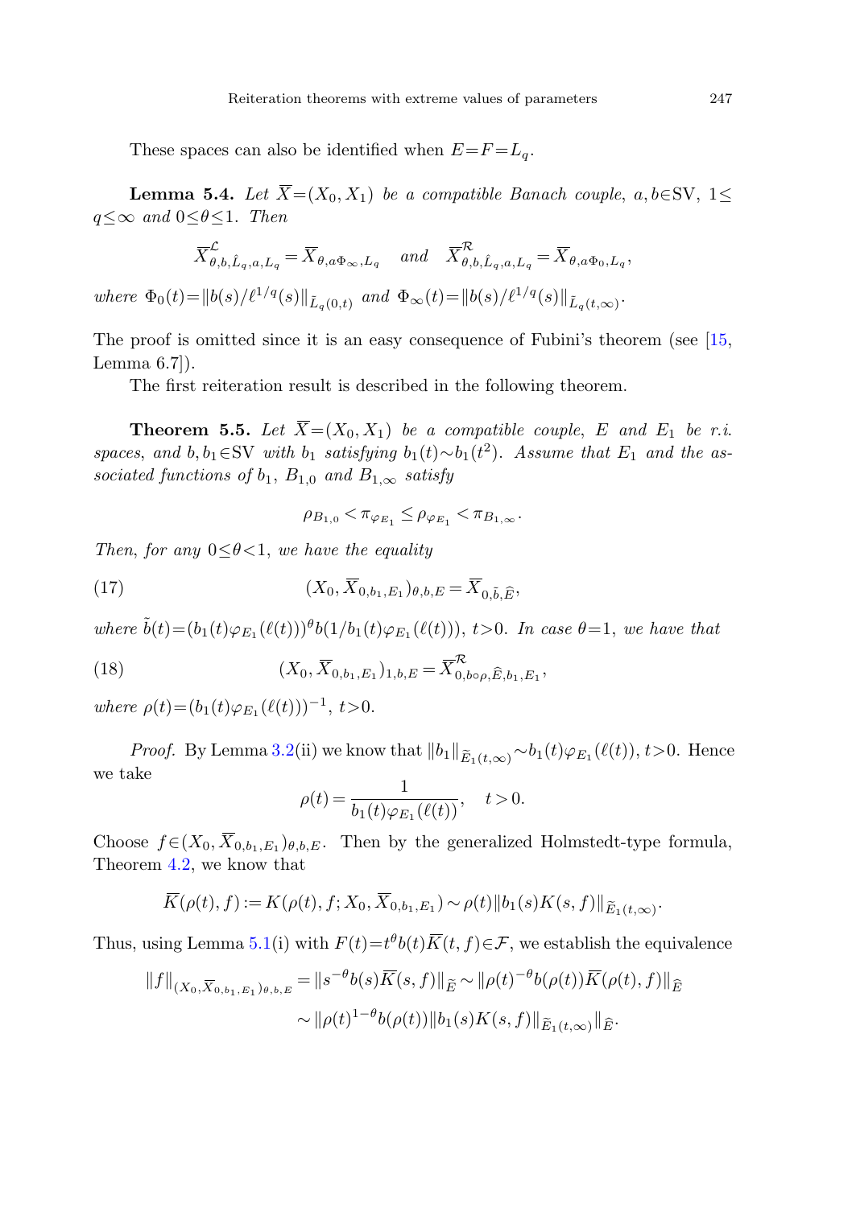These spaces can also be identified when $E{=}F{=}L_q$.

**Lemma 5.4.** *Let $\overline{X}=(X_0,X_1)$ be a compatible Banach couple, $a,b\in\mathrm{SV}$, $1\le q\le\infty$ and $0\le\theta\le 1$. Then*

$$\overline{X}^{\mathcal{L}}_{\theta,b,\hat{L}_q,a,L_q}=\overline{X}_{\theta,a\Phi_\infty,L_q} \quad \textit{and} \quad \overline{X}^{\mathcal{R}}_{\theta,b,\hat{L}_q,a,L_q}=\overline{X}_{\theta,a\Phi_0,L_q},$$

*where $\Phi_0(t)=\|b(s)/\ell^{1/q}(s)\|_{\tilde{L}_q(0,t)}$ and $\Phi_\infty(t)=\|b(s)/\ell^{1/q}(s)\|_{\tilde{L}_q(t,\infty)}$.*

The proof is omitted since it is an easy consequence of Fubini's theorem (see [15, Lemma 6.7]).

The first reiteration result is described in the following theorem.

**Theorem 5.5.** *Let $\overline{X}=(X_0,X_1)$ be a compatible couple, $E$ and $E_1$ be r.i. spaces, and $b,b_1\in\mathrm{SV}$ with $b_1$ satisfying $b_1(t)\sim b_1(t^2)$. Assume that $E_1$ and the associated functions of $b_1$, $B_{1,0}$ and $B_{1,\infty}$ satisfy*

$$\rho_{B_{1,0}}<\pi_{\varphi_{E_1}}\le\rho_{\varphi_{E_1}}<\pi_{B_{1,\infty}}.$$

*Then, for any $0\le\theta<1$, we have the equality*

$$(X_0,\overline{X}_{0,b_1,E_1})_{\theta,b,E}=\overline{X}_{0,\tilde{b},\widehat{E}}, \tag{17}$$

*where $\tilde{b}(t)=(b_1(t)\varphi_{E_1}(\ell(t)))^\theta b(1/b_1(t)\varphi_{E_1}(\ell(t)))$, $t>0$. In case $\theta=1$, we have that*

$$(X_0,\overline{X}_{0,b_1,E_1})_{1,b,E}=\overline{X}^{\mathcal{R}}_{0,b\circ\rho,\widehat{E},b_1,E_1}, \tag{18}$$

*where $\rho(t)=(b_1(t)\varphi_{E_1}(\ell(t)))^{-1}$, $t>0$.*

*Proof.* By Lemma 3.2(ii) we know that $\|b_1\|_{\widetilde{E}_1(t,\infty)}\sim b_1(t)\varphi_{E_1}(\ell(t))$, $t>0$. Hence we take

$$\rho(t)=\frac{1}{b_1(t)\varphi_{E_1}(\ell(t))},\quad t>0.$$

Choose $f\in(X_0,\overline{X}_{0,b_1,E_1})_{\theta,b,E}$. Then by the generalized Holmstedt-type formula, Theorem 4.2, we know that

$$\overline{K}(\rho(t),f):=K(\rho(t),f;X_0,\overline{X}_{0,b_1,E_1})\sim\rho(t)\|b_1(s)K(s,f)\|_{\widetilde{E}_1(t,\infty)}.$$

Thus, using Lemma 5.1(i) with $F(t)=t^\theta b(t)\overline{K}(t,f)\in\mathcal{F}$, we establish the equivalence

$$\begin{aligned}\|f\|_{(X_0,\overline{X}_{0,b_1,E_1})_{\theta,b,E}}&=\|s^{-\theta}b(s)\overline{K}(s,f)\|_{\widetilde{E}}\sim\|\rho(t)^{-\theta}b(\rho(t))\overline{K}(\rho(t),f)\|_{\widehat{E}}\\&\sim\|\rho(t)^{1-\theta}b(\rho(t))\|b_1(s)K(s,f)\|_{\widetilde{E}_1(t,\infty)}\|_{\widehat{E}}.\end{aligned}$$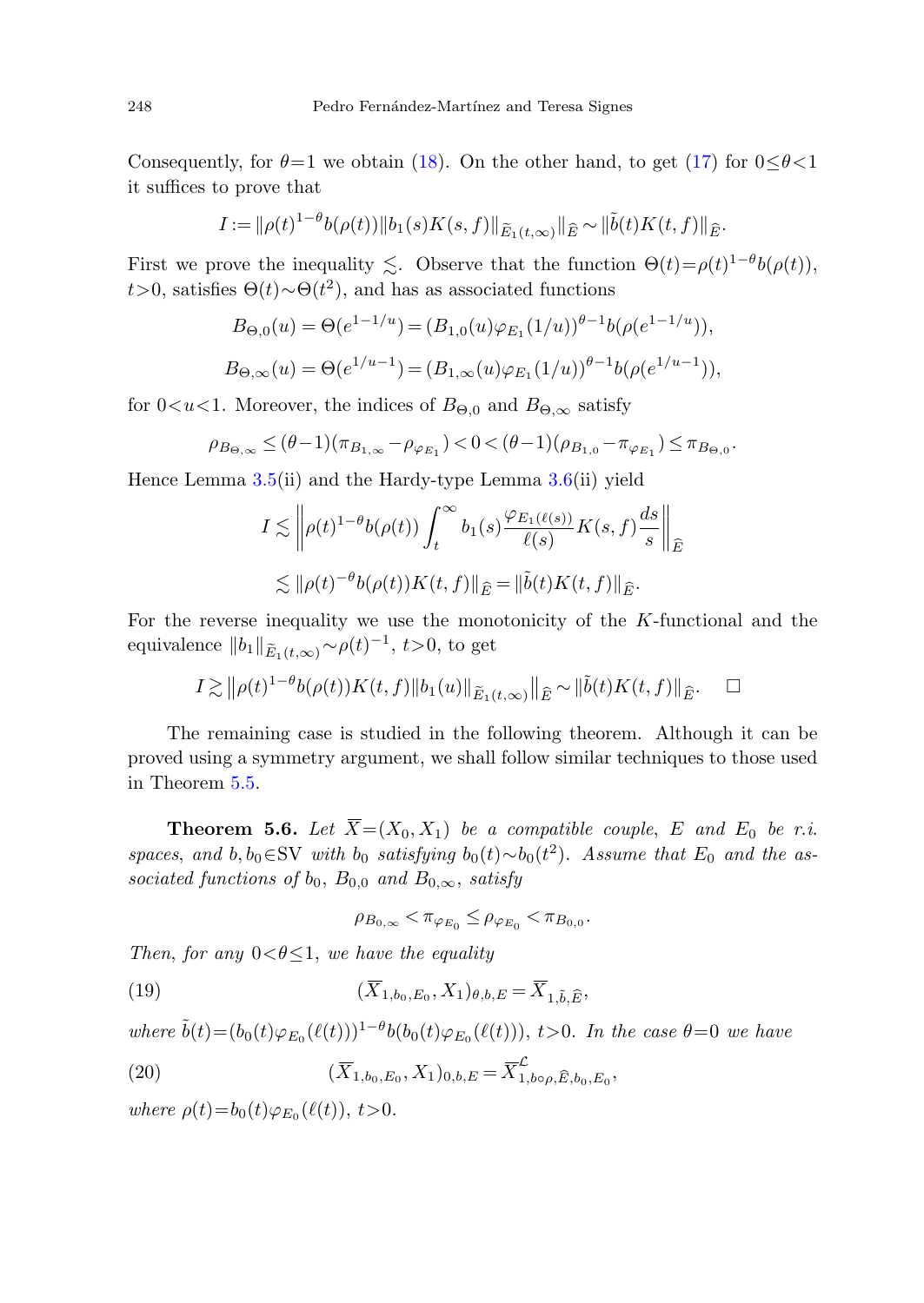Consequently, for $\theta=1$ we obtain (18). On the other hand, to get (17) for $0\le\theta<1$ it suffices to prove that

$$I:=\|\rho(t)^{1-\theta}b(\rho(t))\|b_1(s)K(s,f)\|_{\widetilde{E}_1(t,\infty)}\|_{\widehat{E}}\sim\|\tilde{b}(t)K(t,f)\|_{\widehat{E}}.$$

First we prove the inequality $\lesssim$. Observe that the function $\Theta(t)=\rho(t)^{1-\theta}b(\rho(t))$, $t>0$, satisfies $\Theta(t)\sim\Theta(t^2)$, and has as associated functions

$$B_{\Theta,0}(u)=\Theta(e^{1-1/u})=(B_{1,0}(u)\varphi_{E_1}(1/u))^{\theta-1}b(\rho(e^{1-1/u})),$$

$$B_{\Theta,\infty}(u)=\Theta(e^{1/u-1})=(B_{1,\infty}(u)\varphi_{E_1}(1/u))^{\theta-1}b(\rho(e^{1/u-1})),$$

for $0<u<1$. Moreover, the indices of $B_{\Theta,0}$ and $B_{\Theta,\infty}$ satisfy

$$\rho_{B_{\Theta,\infty}}\le(\theta-1)(\pi_{B_{1,\infty}}-\rho_{\varphi_{E_1}})<0<(\theta-1)(\rho_{B_{1,0}}-\pi_{\varphi_{E_1}})\le\pi_{B_{\Theta,0}}.$$

Hence Lemma 3.5(ii) and the Hardy-type Lemma 3.6(ii) yield

$$\begin{aligned}I&\lesssim\left\|\rho(t)^{1-\theta}b(\rho(t))\int_t^\infty b_1(s)\frac{\varphi_{E_1(\ell(s))}}{\ell(s)}K(s,f)\frac{ds}{s}\right\|_{\widehat{E}}\\&\lesssim\|\rho(t)^{-\theta}b(\rho(t))K(t,f)\|_{\widehat{E}}=\|\tilde{b}(t)K(t,f)\|_{\widehat{E}}.\end{aligned}$$

For the reverse inequality we use the monotonicity of the $K$-functional and the equivalence $\|b_1\|_{\widetilde{E}_1(t,\infty)}\sim\rho(t)^{-1}$, $t>0$, to get

$$I\gtrsim\left\|\rho(t)^{1-\theta}b(\rho(t))K(t,f)\|b_1(u)\|_{\widetilde{E}_1(t,\infty)}\right\|_{\widehat{E}}\sim\|\tilde{b}(t)K(t,f)\|_{\widehat{E}}.\quad\square$$

The remaining case is studied in the following theorem. Although it can be proved using a symmetry argument, we shall follow similar techniques to those used in Theorem 5.5.

**Theorem 5.6.** *Let $\overline{X}=(X_0,X_1)$ be a compatible couple, $E$ and $E_0$ be r.i. spaces, and $b,b_0\in\mathrm{SV}$ with $b_0$ satisfying $b_0(t)\sim b_0(t^2)$. Assume that $E_0$ and the associated functions of $b_0$, $B_{0,0}$ and $B_{0,\infty}$, satisfy*

$$\rho_{B_{0,\infty}}<\pi_{\varphi_{E_0}}\le\rho_{\varphi_{E_0}}<\pi_{B_{0,0}}.$$

*Then, for any $0<\theta\le1$, we have the equality*

$$(\overline{X}_{1,b_0,E_0},X_1)_{\theta,b,E}=\overline{X}_{1,\tilde{b},\widehat{E}},\tag{19}$$

*where $\tilde{b}(t)=(b_0(t)\varphi_{E_0}(\ell(t)))^{1-\theta}b(b_0(t)\varphi_{E_0}(\ell(t)))$, $t>0$. In the case $\theta=0$ we have*

$$(\overline{X}_{1,b_0,E_0},X_1)_{0,b,E}=\overline{X}^{\mathcal{L}}_{1,b\circ\rho,\widehat{E},b_0,E_0},\tag{20}$$

*where $\rho(t)=b_0(t)\varphi_{E_0}(\ell(t))$, $t>0$.*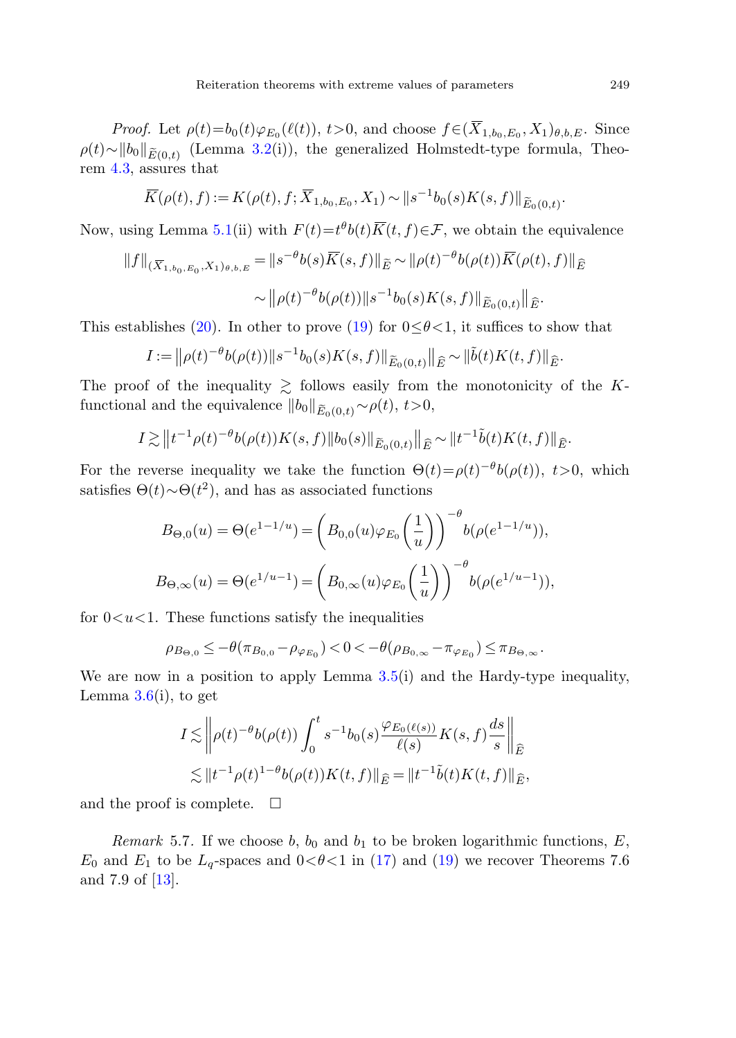*Proof.* Let $\rho(t)=b_0(t)\varphi_{E_0}(\ell(t))$, $t>0$, and choose $f\in(\overline{X}_{1,b_0,E_0},X_1)_{\theta,b,E}$. Since $\rho(t)\sim\|b_0\|_{\widetilde{E}(0,t)}$ (Lemma 3.2(i)), the generalized Holmstedt-type formula, Theorem 4.3, assures that

$$\overline{K}(\rho(t),f):=K(\rho(t),f;\overline{X}_{1,b_0,E_0},X_1)\sim\|s^{-1}b_0(s)K(s,f)\|_{\widetilde{E}_0(0,t)}.$$

Now, using Lemma 5.1(ii) with $F(t)=t^\theta b(t)\overline{K}(t,f)\in\mathcal{F}$, we obtain the equivalence

$$\|f\|_{(\overline{X}_{1,b_0,E_0},X_1)_{\theta,b,E}}=\|s^{-\theta}b(s)\overline{K}(s,f)\|_{\widetilde{E}}\sim\|\rho(t)^{-\theta}b(\rho(t))\overline{K}(\rho(t),f)\|_{\widehat{E}}$$

$$\sim\big\|\rho(t)^{-\theta}b(\rho(t))\|s^{-1}b_0(s)K(s,f)\|_{\widetilde{E}_0(0,t)}\big\|_{\widehat{E}}.$$

This establishes (20). In other to prove (19) for $0\le\theta<1$, it suffices to show that

$$I:=\big\|\rho(t)^{-\theta}b(\rho(t))\|s^{-1}b_0(s)K(s,f)\|_{\widetilde{E}_0(0,t)}\big\|_{\widehat{E}}\sim\|\tilde{b}(t)K(t,f)\|_{\widehat{E}}.$$

The proof of the inequality $\gtrsim$ follows easily from the monotonicity of the $K$-functional and the equivalence $\|b_0\|_{\widetilde{E}_0(0,t)}\sim\rho(t)$, $t>0$,

$$I\gtrsim\big\|t^{-1}\rho(t)^{-\theta}b(\rho(t))K(s,f)\|b_0(s)\|_{\widetilde{E}_0(0,t)}\big\|_{\widehat{E}}\sim\|t^{-1}\tilde{b}(t)K(t,f)\|_{\widehat{E}}.$$

For the reverse inequality we take the function $\Theta(t)=\rho(t)^{-\theta}b(\rho(t))$, $t>0$, which satisfies $\Theta(t)\sim\Theta(t^2)$, and has as associated functions

$$B_{\Theta,0}(u)=\Theta(e^{1-1/u})=\left(B_{0,0}(u)\varphi_{E_0}\left(\frac{1}{u}\right)\right)^{-\theta}b(\rho(e^{1-1/u})),$$

$$B_{\Theta,\infty}(u)=\Theta(e^{1/u-1})=\left(B_{0,\infty}(u)\varphi_{E_0}\left(\frac{1}{u}\right)\right)^{-\theta}b(\rho(e^{1/u-1})),$$

for $0<u<1$. These functions satisfy the inequalities

$$\rho_{B_{\Theta,0}}\le-\theta(\pi_{B_{0,0}}-\rho_{\varphi_{E_0}})<0<-\theta(\rho_{B_{0,\infty}}-\pi_{\varphi_{E_0}})\le\pi_{B_{\Theta,\infty}}.$$

We are now in a position to apply Lemma 3.5(i) and the Hardy-type inequality, Lemma 3.6(i), to get

$$I\lesssim\left\|\rho(t)^{-\theta}b(\rho(t))\int_0^t s^{-1}b_0(s)\frac{\varphi_{E_0(\ell(s))}}{\ell(s)}K(s,f)\frac{ds}{s}\right\|_{\widehat{E}}$$

$$\lesssim\|t^{-1}\rho(t)^{1-\theta}b(\rho(t))K(t,f)\|_{\widehat{E}}=\|t^{-1}\tilde{b}(t)K(t,f)\|_{\widehat{E}},$$

and the proof is complete. $\square$

*Remark* 5.7. If we choose $b$, $b_0$ and $b_1$ to be broken logarithmic functions, $E$, $E_0$ and $E_1$ to be $L_q$-spaces and $0<\theta<1$ in (17) and (19) we recover Theorems 7.6 and 7.9 of [13].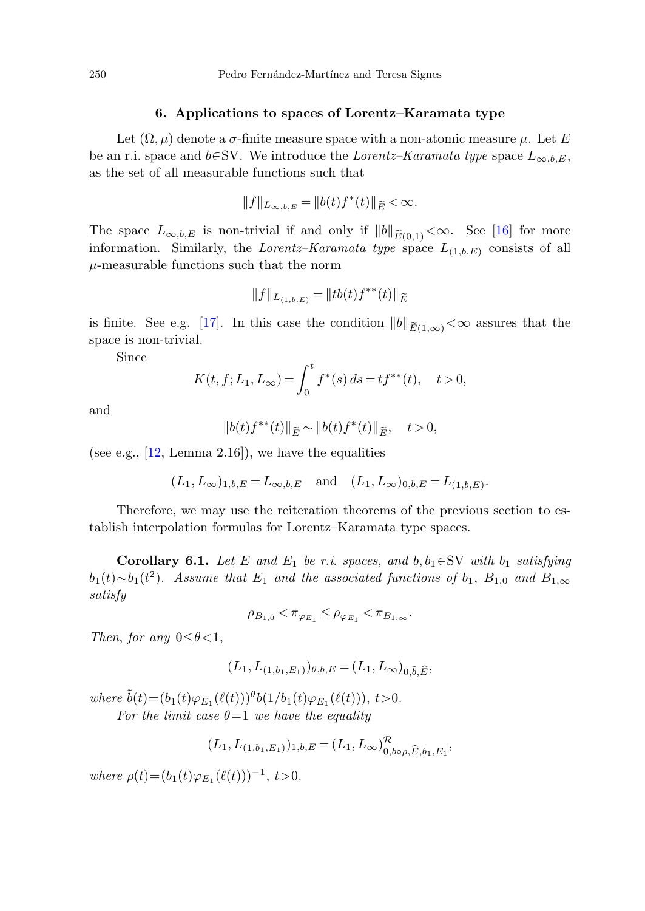## 6. Applications to spaces of Lorentz–Karamata type

Let $(\Omega, \mu)$ denote a $\sigma$-finite measure space with a non-atomic measure $\mu$. Let $E$ be an r.i. space and $b \in \mathrm{SV}$. We introduce the *Lorentz–Karamata type* space $L_{\infty,b,E}$, as the set of all measurable functions such that

$$\|f\|_{L_{\infty,b,E}} = \|b(t) f^*(t)\|_{\widetilde{E}} < \infty.$$

The space $L_{\infty,b,E}$ is non-trivial if and only if $\|b\|_{\widetilde{E}(0,1)} < \infty$. See [16] for more information. Similarly, the *Lorentz–Karamata type* space $L_{(1,b,E)}$ consists of all $\mu$-measurable functions such that the norm

$$\|f\|_{L_{(1,b,E)}} = \|t b(t) f^{**}(t)\|_{\widetilde{E}}$$

is finite. See e.g. [17]. In this case the condition $\|b\|_{\widetilde{E}(1,\infty)} < \infty$ assures that the space is non-trivial.

Since

$$K(t, f; L_1, L_\infty) = \int_0^t f^*(s)\, ds = t f^{**}(t), \quad t > 0,$$

and

$$\|b(t) f^{**}(t)\|_{\widetilde{E}} \sim \|b(t) f^*(t)\|_{\widetilde{E}}, \quad t > 0,$$

(see e.g., [12, Lemma 2.16]), we have the equalities

$$(L_1, L_\infty)_{1,b,E} = L_{\infty,b,E} \quad \text{and} \quad (L_1, L_\infty)_{0,b,E} = L_{(1,b,E)}.$$

Therefore, we may use the reiteration theorems of the previous section to establish interpolation formulas for Lorentz–Karamata type spaces.

**Corollary 6.1.** *Let $E$ and $E_1$ be r.i. spaces, and $b, b_1 \in \mathrm{SV}$ with $b_1$ satisfying $b_1(t) \sim b_1(t^2)$. Assume that $E_1$ and the associated functions of $b_1$, $B_{1,0}$ and $B_{1,\infty}$ satisfy*

$$\rho_{B_{1,0}} < \pi_{\varphi_{E_1}} \le \rho_{\varphi_{E_1}} < \pi_{B_{1,\infty}}.$$

*Then, for any $0 \le \theta < 1$,*

$$(L_1, L_{(1,b_1,E_1)})_{\theta,b,E} = (L_1, L_\infty)_{0,\tilde{b},\widehat{E}},$$

*where $\tilde{b}(t) = (b_1(t)\varphi_{E_1}(\ell(t)))^\theta b(1/b_1(t)\varphi_{E_1}(\ell(t)))$, $t > 0$.*

*For the limit case $\theta = 1$ we have the equality*

$$(L_1, L_{(1,b_1,E_1)})_{1,b,E} = (L_1, L_\infty)^{\mathcal{R}}_{0,b\circ\rho,\widehat{E},b_1,E_1},$$

*where $\rho(t) = (b_1(t)\varphi_{E_1}(\ell(t)))^{-1}$, $t > 0$.*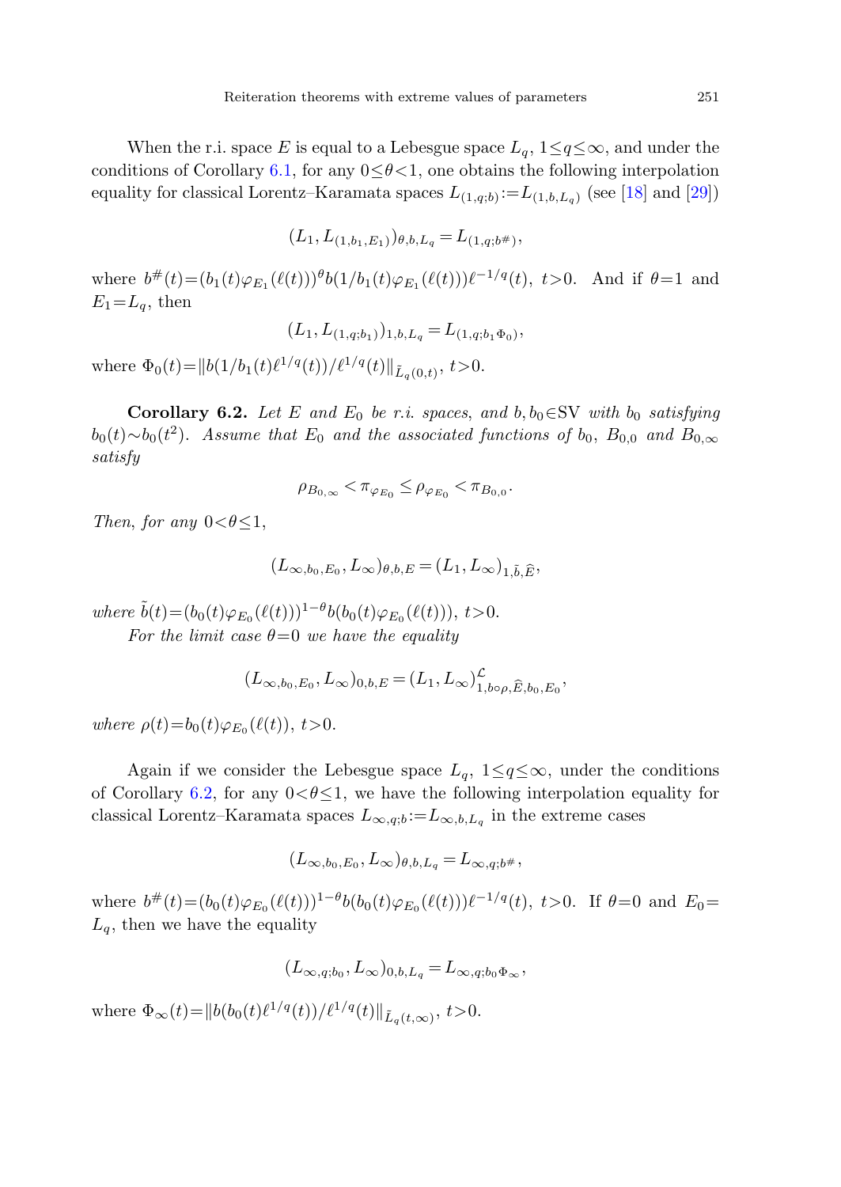When the r.i. space $E$ is equal to a Lebesgue space $L_q$, $1\le q\le\infty$, and under the conditions of Corollary 6.1, for any $0\le\theta<1$, one obtains the following interpolation equality for classical Lorentz–Karamata spaces $L_{(1,q;b)}:=L_{(1,b,L_q)}$ (see [18] and [29])

$$(L_1, L_{(1,b_1,E_1)})_{\theta,b,L_q} = L_{(1,q;b^\#)},$$

where $b^\#(t)=(b_1(t)\varphi_{E_1}(\ell(t)))^\theta b(1/b_1(t)\varphi_{E_1}(\ell(t)))\ell^{-1/q}(t)$, $t>0$. And if $\theta=1$ and $E_1=L_q$, then

$$(L_1, L_{(1,q;b_1)})_{1,b,L_q} = L_{(1,q;b_1\Phi_0)},$$

where $\Phi_0(t)=\|b(1/b_1(t)\ell^{1/q}(t))/\ell^{1/q}(t)\|_{\tilde{L}_q(0,t)}$, $t>0$.

**Corollary 6.2.** *Let $E$ and $E_0$ be r.i. spaces, and $b, b_0\in \mathrm{SV}$ with $b_0$ satisfying $b_0(t)\sim b_0(t^2)$. Assume that $E_0$ and the associated functions of $b_0$, $B_{0,0}$ and $B_{0,\infty}$ satisfy*

$$\rho_{B_{0,\infty}} < \pi_{\varphi_{E_0}} \le \rho_{\varphi_{E_0}} < \pi_{B_{0,0}}.$$

*Then, for any $0<\theta\le 1$,*

$$(L_{\infty,b_0,E_0}, L_\infty)_{\theta,b,E} = (L_1, L_\infty)_{1,\tilde{b},\widehat{E}},$$

*where $\tilde{b}(t)=(b_0(t)\varphi_{E_0}(\ell(t)))^{1-\theta} b(b_0(t)\varphi_{E_0}(\ell(t)))$, $t>0$.*

*For the limit case $\theta=0$ we have the equality*

$$(L_{\infty,b_0,E_0}, L_\infty)_{0,b,E} = (L_1, L_\infty)^{\mathcal{L}}_{1,b\circ\rho,\widehat{E},b_0,E_0},$$

*where $\rho(t)=b_0(t)\varphi_{E_0}(\ell(t))$, $t>0$.*

Again if we consider the Lebesgue space $L_q$, $1\le q\le\infty$, under the conditions of Corollary 6.2, for any $0<\theta\le 1$, we have the following interpolation equality for classical Lorentz–Karamata spaces $L_{\infty,q;b}:=L_{\infty,b,L_q}$ in the extreme cases

$$(L_{\infty,b_0,E_0}, L_\infty)_{\theta,b,L_q} = L_{\infty,q;b^\#},$$

where $b^\#(t)=(b_0(t)\varphi_{E_0}(\ell(t)))^{1-\theta} b(b_0(t)\varphi_{E_0}(\ell(t)))\ell^{-1/q}(t)$, $t>0$. If $\theta=0$ and $E_0=L_q$, then we have the equality

$$(L_{\infty,q;b_0}, L_\infty)_{0,b,L_q} = L_{\infty,q;b_0\Phi_\infty},$$

where $\Phi_\infty(t)=\|b(b_0(t)\ell^{1/q}(t))/\ell^{1/q}(t)\|_{\tilde{L}_q(t,\infty)}$, $t>0$.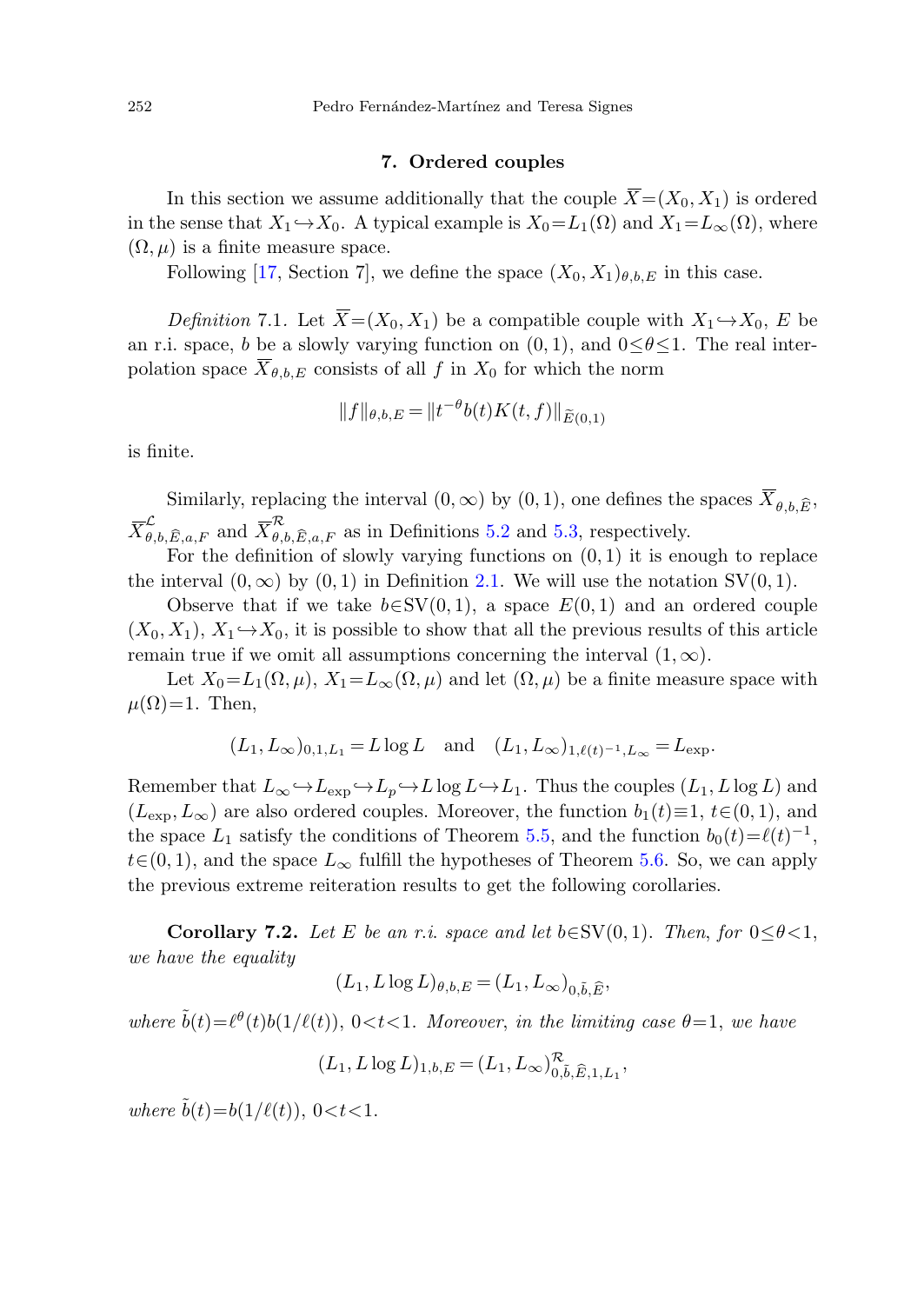## 7. Ordered couples

In this section we assume additionally that the couple $\overline{X}=(X_0,X_1)$ is ordered in the sense that $X_1\hookrightarrow X_0$. A typical example is $X_0=L_1(\Omega)$ and $X_1=L_\infty(\Omega)$, where $(\Omega,\mu)$ is a finite measure space.

Following [17, Section 7], we define the space $(X_0,X_1)_{\theta,b,E}$ in this case.

*Definition* 7.1. Let $\overline{X}=(X_0,X_1)$ be a compatible couple with $X_1\hookrightarrow X_0$, $E$ be an r.i. space, $b$ be a slowly varying function on $(0,1)$, and $0\le\theta\le 1$. The real interpolation space $\overline{X}_{\theta,b,E}$ consists of all $f$ in $X_0$ for which the norm

$$\|f\|_{\theta,b,E}=\|t^{-\theta}b(t)K(t,f)\|_{\widetilde{E}(0,1)}$$

is finite.

Similarly, replacing the interval $(0,\infty)$ by $(0,1)$, one defines the spaces $\overline{X}_{\theta,b,\widehat{E}}$, $\overline{X}^{\mathcal{L}}_{\theta,b,\widehat{E},a,F}$ and $\overline{X}^{\mathcal{R}}_{\theta,b,\widehat{E},a,F}$ as in Definitions 5.2 and 5.3, respectively.

For the definition of slowly varying functions on $(0,1)$ it is enough to replace the interval $(0,\infty)$ by $(0,1)$ in Definition 2.1. We will use the notation $\mathrm{SV}(0,1)$.

Observe that if we take $b\in\mathrm{SV}(0,1)$, a space $E(0,1)$ and an ordered couple $(X_0,X_1)$, $X_1\hookrightarrow X_0$, it is possible to show that all the previous results of this article remain true if we omit all assumptions concerning the interval $(1,\infty)$.

Let $X_0=L_1(\Omega,\mu)$, $X_1=L_\infty(\Omega,\mu)$ and let $(\Omega,\mu)$ be a finite measure space with $\mu(\Omega)=1$. Then,

$$(L_1,L_\infty)_{0,1,L_1}=L\log L\quad\text{and}\quad (L_1,L_\infty)_{1,\ell(t)^{-1},L_\infty}=L_{\exp}.$$

Remember that $L_\infty\hookrightarrow L_{\exp}\hookrightarrow L_p\hookrightarrow L\log L\hookrightarrow L_1$. Thus the couples $(L_1,L\log L)$ and $(L_{\exp},L_\infty)$ are also ordered couples. Moreover, the function $b_1(t)\equiv 1$, $t\in(0,1)$, and the space $L_1$ satisfy the conditions of Theorem 5.5, and the function $b_0(t)=\ell(t)^{-1}$, $t\in(0,1)$, and the space $L_\infty$ fulfill the hypotheses of Theorem 5.6. So, we can apply the previous extreme reiteration results to get the following corollaries.

**Corollary 7.2.** *Let $E$ be an r.i. space and let $b\in\mathrm{SV}(0,1)$. Then, for $0\le\theta<1$, we have the equality*

$$(L_1,L\log L)_{\theta,b,E}=(L_1,L_\infty)_{0,\tilde{b},\widehat{E}},$$

*where $\tilde{b}(t)=\ell^{\theta}(t)b(1/\ell(t))$, $0<t<1$. Moreover, in the limiting case $\theta=1$, we have*

$$(L_1,L\log L)_{1,b,E}=(L_1,L_\infty)^{\mathcal{R}}_{0,\tilde{b},\widehat{E},1,L_1},$$

*where $\tilde{b}(t)=b(1/\ell(t))$, $0<t<1$.*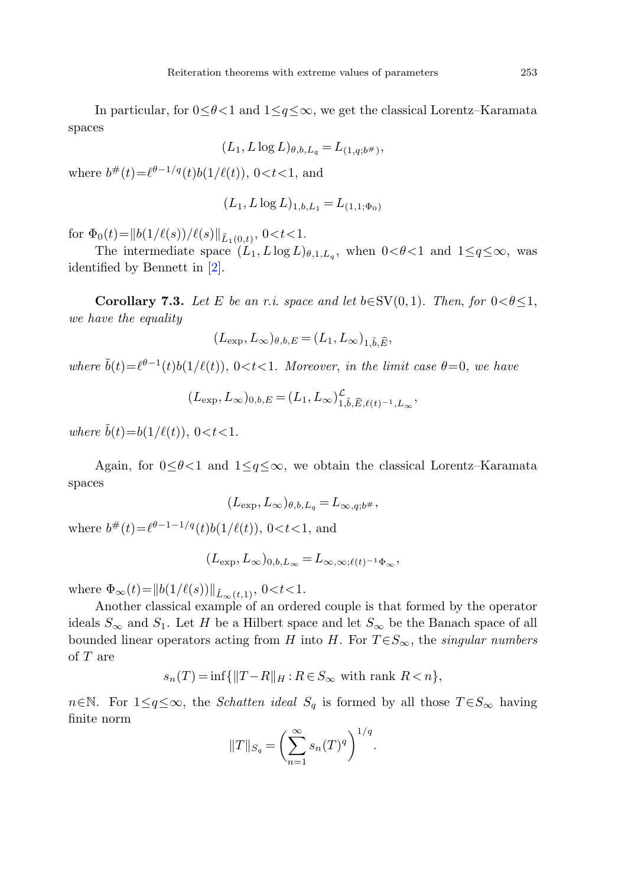In particular, for $0\le\theta<1$ and $1\le q\le\infty$, we get the classical Lorentz–Karamata spaces

$$(L_1, L\log L)_{\theta,b,L_q} = L_{(1,q;b^\#)},$$

where $b^\#(t)=\ell^{\theta-1/q}(t)b(1/\ell(t))$, $0<t<1$, and

$$(L_1, L\log L)_{1,b,L_1} = L_{(1,1;\Phi_0)}$$

for $\Phi_0(t)=\|b(1/\ell(s))/\ell(s)\|_{\tilde{L}_1(0,t)}$, $0<t<1$.

The intermediate space $(L_1, L\log L)_{\theta,1,L_q}$, when $0<\theta<1$ and $1\le q\le\infty$, was identified by Bennett in [2].

**Corollary 7.3.** *Let $E$ be an r.i. space and let $b\in\mathrm{SV}(0,1)$. Then, for $0<\theta\le 1$, we have the equality*

$$(L_{\exp}, L_\infty)_{\theta,b,E} = (L_1, L_\infty)_{1,\tilde{b},\widehat{E}},$$

*where $\tilde{b}(t)=\ell^{\theta-1}(t)b(1/\ell(t))$, $0<t<1$. Moreover, in the limit case $\theta=0$, we have*

$$(L_{\exp}, L_\infty)_{0,b,E} = (L_1, L_\infty)^{\mathcal{L}}_{1,\tilde{b},\widehat{E},\ell(t)^{-1},L_\infty},$$

*where $\tilde{b}(t)=b(1/\ell(t))$, $0<t<1$.*

Again, for $0\le\theta<1$ and $1\le q\le\infty$, we obtain the classical Lorentz–Karamata spaces

$$(L_{\exp}, L_\infty)_{\theta,b,L_q} = L_{\infty,q;b^\#},$$

where $b^\#(t)=\ell^{\theta-1-1/q}(t)b(1/\ell(t))$, $0<t<1$, and

$$(L_{\exp}, L_\infty)_{0,b,L_\infty} = L_{\infty,\infty;\ell(t)^{-1}\Phi_\infty},$$

where $\Phi_\infty(t)=\|b(1/\ell(s))\|_{\tilde{L}_\infty(t,1)}$, $0<t<1$.

Another classical example of an ordered couple is that formed by the operator ideals $S_\infty$ and $S_1$. Let $H$ be a Hilbert space and let $S_\infty$ be the Banach space of all bounded linear operators acting from $H$ into $H$. For $T\in S_\infty$, the *singular numbers* of $T$ are

$$s_n(T) = \inf\{\|T-R\|_H : R\in S_\infty \text{ with rank } R<n\},$$

$n\in\mathbb{N}$. For $1\le q\le\infty$, the *Schatten ideal* $S_q$ is formed by all those $T\in S_\infty$ having finite norm

$$\|T\|_{S_q} = \left(\sum_{n=1}^{\infty} s_n(T)^q\right)^{1/q}.$$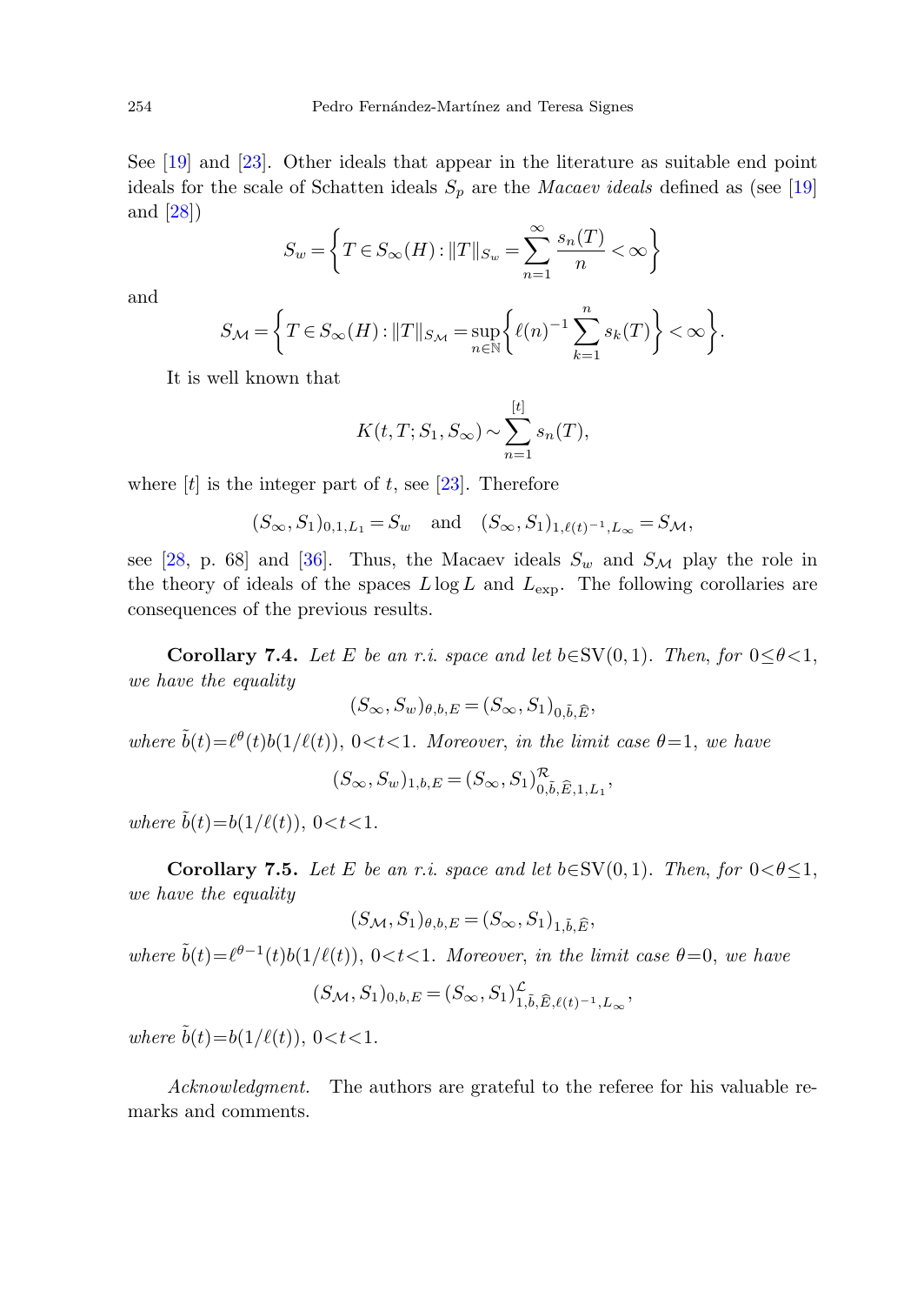See [19] and [23]. Other ideals that appear in the literature as suitable end point ideals for the scale of Schatten ideals $S_p$ are the *Macaev ideals* defined as (see [19] and [28])

$$S_w = \left\{ T \in S_\infty(H) : \|T\|_{S_w} = \sum_{n=1}^{\infty} \frac{s_n(T)}{n} < \infty \right\}$$

and

$$S_{\mathcal{M}} = \left\{ T \in S_\infty(H) : \|T\|_{S_{\mathcal{M}}} = \sup_{n\in\mathbb{N}} \left\{ \ell(n)^{-1} \sum_{k=1}^{n} s_k(T) \right\} < \infty \right\}.$$

It is well known that

$$K(t, T; S_1, S_\infty) \sim \sum_{n=1}^{[t]} s_n(T),$$

where $[t]$ is the integer part of $t$, see [23]. Therefore

$$(S_\infty, S_1)_{0,1,L_1} = S_w \quad \text{and} \quad (S_\infty, S_1)_{1,\ell(t)^{-1},L_\infty} = S_{\mathcal{M}},$$

see [28, p. 68] and [36]. Thus, the Macaev ideals $S_w$ and $S_{\mathcal{M}}$ play the role in the theory of ideals of the spaces $L\log L$ and $L_{\exp}$. The following corollaries are consequences of the previous results.

**Corollary 7.4.** *Let $E$ be an r.i. space and let $b \in \mathrm{SV}(0,1)$. Then, for $0 \le \theta < 1$, we have the equality*

$$(S_\infty, S_w)_{\theta,b,E} = (S_\infty, S_1)_{0,\tilde{b},\widehat{E}},$$

*where $\tilde{b}(t) = \ell^\theta(t) b(1/\ell(t))$, $0<t<1$. Moreover, in the limit case $\theta = 1$, we have*

$$(S_\infty, S_w)_{1,b,E} = (S_\infty, S_1)^{\mathcal{R}}_{0,\tilde{b},\widehat{E},1,L_1},$$

*where $\tilde{b}(t) = b(1/\ell(t))$, $0<t<1$.*

**Corollary 7.5.** *Let $E$ be an r.i. space and let $b \in \mathrm{SV}(0,1)$. Then, for $0 < \theta \le 1$, we have the equality*

$$(S_{\mathcal{M}}, S_1)_{\theta,b,E} = (S_\infty, S_1)_{1,\tilde{b},\widehat{E}},$$

*where $\tilde{b}(t) = \ell^{\theta-1}(t) b(1/\ell(t))$, $0<t<1$. Moreover, in the limit case $\theta = 0$, we have*

$$(S_{\mathcal{M}}, S_1)_{0,b,E} = (S_\infty, S_1)^{\mathcal{L}}_{1,\tilde{b},\widehat{E},\ell(t)^{-1},L_\infty},$$

*where $\tilde{b}(t) = b(1/\ell(t))$, $0<t<1$.*

*Acknowledgment.* The authors are grateful to the referee for his valuable remarks and comments.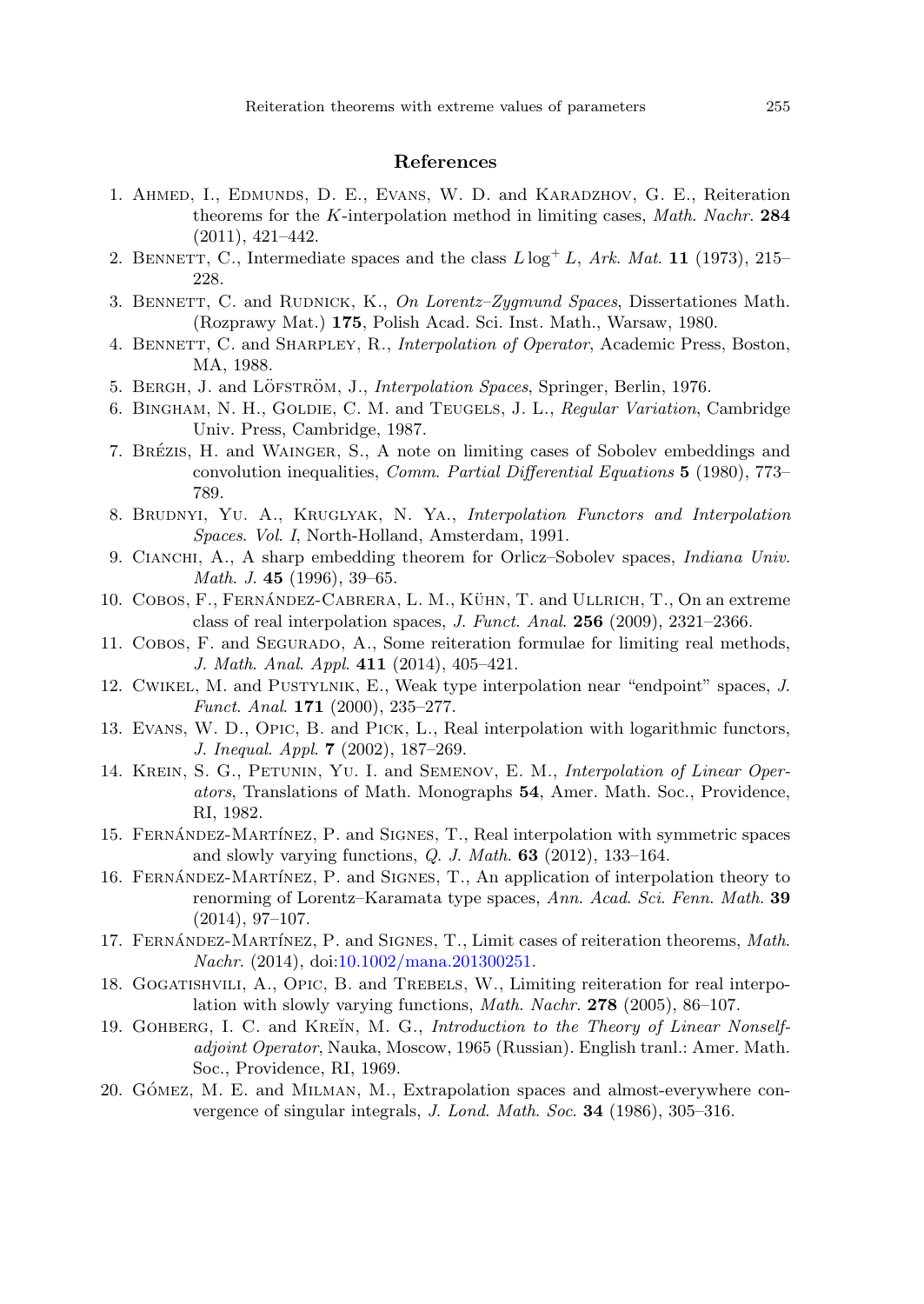## References

1. Ahmed, I., Edmunds, D. E., Evans, W. D. and Karadzhov, G. E., Reiteration theorems for the $K$-interpolation method in limiting cases, *Math. Nachr.* **284** (2011), 421–442.
2. Bennett, C., Intermediate spaces and the class $L\log^+ L$, *Ark. Mat.* **11** (1973), 215–228.
3. Bennett, C. and Rudnick, K., *On Lorentz–Zygmund Spaces*, Dissertationes Math. (Rozprawy Mat.) **175**, Polish Acad. Sci. Inst. Math., Warsaw, 1980.
4. Bennett, C. and Sharpley, R., *Interpolation of Operator*, Academic Press, Boston, MA, 1988.
5. Bergh, J. and Löfström, J., *Interpolation Spaces*, Springer, Berlin, 1976.
6. Bingham, N. H., Goldie, C. M. and Teugels, J. L., *Regular Variation*, Cambridge Univ. Press, Cambridge, 1987.
7. Brézis, H. and Wainger, S., A note on limiting cases of Sobolev embeddings and convolution inequalities, *Comm. Partial Differential Equations* **5** (1980), 773–789.
8. Brudnyi, Yu. A., Kruglyak, N. Ya., *Interpolation Functors and Interpolation Spaces. Vol. I*, North-Holland, Amsterdam, 1991.
9. Cianchi, A., A sharp embedding theorem for Orlicz–Sobolev spaces, *Indiana Univ. Math. J.* **45** (1996), 39–65.
10. Cobos, F., Fernández-Cabrera, L. M., Kühn, T. and Ullrich, T., On an extreme class of real interpolation spaces, *J. Funct. Anal.* **256** (2009), 2321–2366.
11. Cobos, F. and Segurado, A., Some reiteration formulae for limiting real methods, *J. Math. Anal. Appl.* **411** (2014), 405–421.
12. Cwikel, M. and Pustylnik, E., Weak type interpolation near "endpoint" spaces, *J. Funct. Anal.* **171** (2000), 235–277.
13. Evans, W. D., Opic, B. and Pick, L., Real interpolation with logarithmic functors, *J. Inequal. Appl.* **7** (2002), 187–269.
14. Krein, S. G., Petunin, Yu. I. and Semenov, E. M., *Interpolation of Linear Operators*, Translations of Math. Monographs **54**, Amer. Math. Soc., Providence, RI, 1982.
15. Fernández-Martínez, P. and Signes, T., Real interpolation with symmetric spaces and slowly varying functions, *Q. J. Math.* **63** (2012), 133–164.
16. Fernández-Martínez, P. and Signes, T., An application of interpolation theory to renorming of Lorentz–Karamata type spaces, *Ann. Acad. Sci. Fenn. Math.* **39** (2014), 97–107.
17. Fernández-Martínez, P. and Signes, T., Limit cases of reiteration theorems, *Math. Nachr.* (2014), doi:10.1002/mana.201300251.
18. Gogatishvili, A., Opic, B. and Trebels, W., Limiting reiteration for real interpolation with slowly varying functions, *Math. Nachr.* **278** (2005), 86–107.
19. Gohberg, I. C. and Kreĭn, M. G., *Introduction to the Theory of Linear Nonselfadjoint Operator*, Nauka, Moscow, 1965 (Russian). English tranl.: Amer. Math. Soc., Providence, RI, 1969.
20. Gómez, M. E. and Milman, M., Extrapolation spaces and almost-everywhere convergence of singular integrals, *J. Lond. Math. Soc.* **34** (1986), 305–316.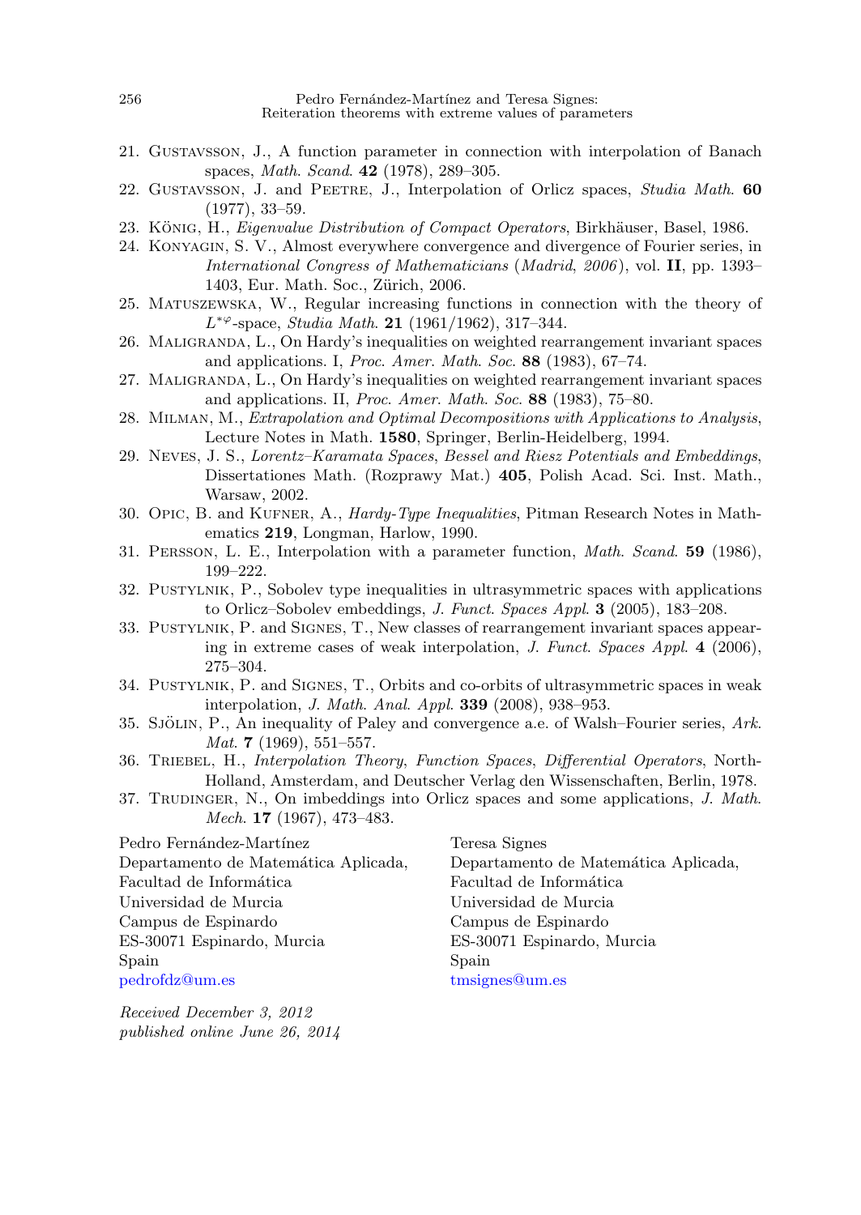21. Gustavsson, J., A function parameter in connection with interpolation of Banach spaces, *Math. Scand.* **42** (1978), 289–305.
22. Gustavsson, J. and Peetre, J., Interpolation of Orlicz spaces, *Studia Math.* **60** (1977), 33–59.
23. König, H., *Eigenvalue Distribution of Compact Operators*, Birkhäuser, Basel, 1986.
24. Konyagin, S. V., Almost everywhere convergence and divergence of Fourier series, in *International Congress of Mathematicians* (*Madrid, 2006*), vol. **II**, pp. 1393–1403, Eur. Math. Soc., Zürich, 2006.
25. Matuszewska, W., Regular increasing functions in connection with the theory of $L^{*\varphi}$-space, *Studia Math.* **21** (1961/1962), 317–344.
26. Maligranda, L., On Hardy's inequalities on weighted rearrangement invariant spaces and applications. I, *Proc. Amer. Math. Soc.* **88** (1983), 67–74.
27. Maligranda, L., On Hardy's inequalities on weighted rearrangement invariant spaces and applications. II, *Proc. Amer. Math. Soc.* **88** (1983), 75–80.
28. Milman, M., *Extrapolation and Optimal Decompositions with Applications to Analysis*, Lecture Notes in Math. **1580**, Springer, Berlin-Heidelberg, 1994.
29. Neves, J. S., *Lorentz–Karamata Spaces, Bessel and Riesz Potentials and Embeddings*, Dissertationes Math. (Rozprawy Mat.) **405**, Polish Acad. Sci. Inst. Math., Warsaw, 2002.
30. Opic, B. and Kufner, A., *Hardy-Type Inequalities*, Pitman Research Notes in Mathematics **219**, Longman, Harlow, 1990.
31. Persson, L. E., Interpolation with a parameter function, *Math. Scand.* **59** (1986), 199–222.
32. Pustylnik, P., Sobolev type inequalities in ultrasymmetric spaces with applications to Orlicz–Sobolev embeddings, *J. Funct. Spaces Appl.* **3** (2005), 183–208.
33. Pustylnik, P. and Signes, T., New classes of rearrangement invariant spaces appearing in extreme cases of weak interpolation, *J. Funct. Spaces Appl.* **4** (2006), 275–304.
34. Pustylnik, P. and Signes, T., Orbits and co-orbits of ultrasymmetric spaces in weak interpolation, *J. Math. Anal. Appl.* **339** (2008), 938–953.
35. Sjölin, P., An inequality of Paley and convergence a.e. of Walsh–Fourier series, *Ark. Mat.* **7** (1969), 551–557.
36. Triebel, H., *Interpolation Theory, Function Spaces, Differential Operators*, North-Holland, Amsterdam, and Deutscher Verlag den Wissenschaften, Berlin, 1978.
37. Trudinger, N., On imbeddings into Orlicz spaces and some applications, *J. Math. Mech.* **17** (1967), 473–483.

Pedro Fernández-Martínez
Departamento de Matemática Aplicada,
Facultad de Informática
Universidad de Murcia
Campus de Espinardo
ES-30071 Espinardo, Murcia
Spain
pedrofdz@um.es

Teresa Signes
Departamento de Matemática Aplicada,
Facultad de Informática
Universidad de Murcia
Campus de Espinardo
ES-30071 Espinardo, Murcia
Spain
tmsignes@um.es

*Received December 3, 2012*
*published online June 26, 2014*